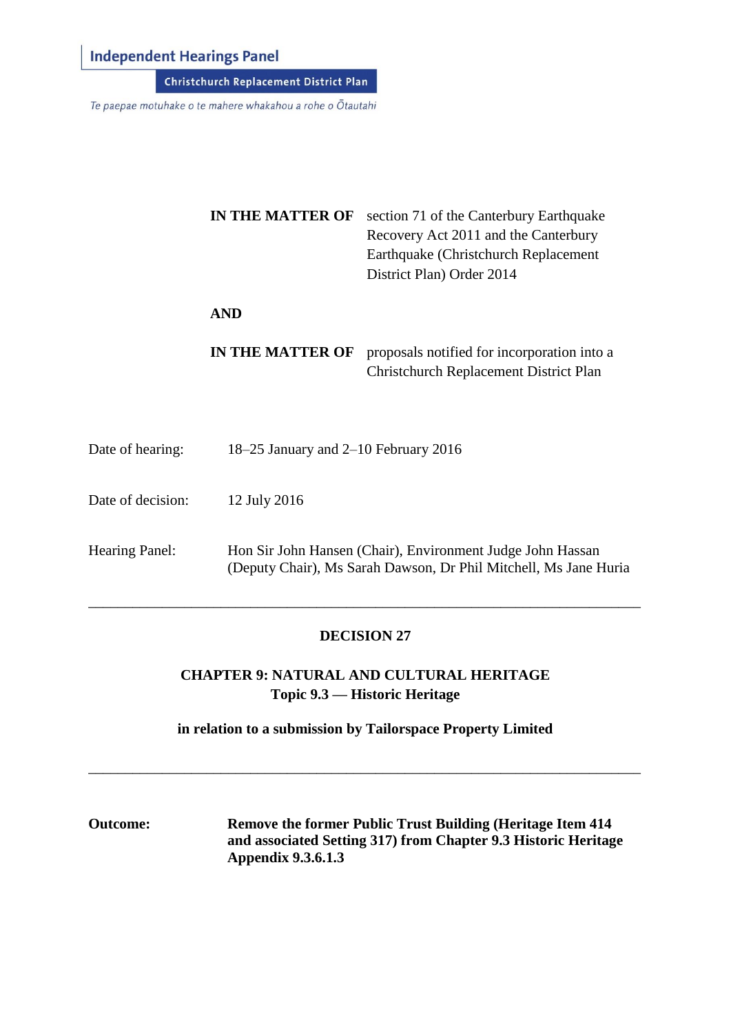**Independent Hearings Panel**

**Christchurch Replacement District Plan**

*Te paepae motuhake o te mahere whakahou a rohe o Ōtautahi*

**IN THE MATTER OF** section 71 of the Canterbury Earthquake Recovery Act 2011 and the Canterbury Earthquake (Christchurch Replacement District Plan) Order 2014

**AND**

**IN THE MATTER OF** proposals notified for incorporation into a Christchurch Replacement District Plan

Date of hearing: 18–25 January and 2–10 February 2016

Date of decision: 12 July 2016

Hearing Panel: Hon Sir John Hansen (Chair), Environment Judge John Hassan (Deputy Chair), Ms Sarah Dawson, Dr Phil Mitchell, Ms Jane Huria

---

# DECISION 27

## CHAPTER 9: NATURAL AND CULTURAL HERITAGE
## Topic 9.3 — Historic Heritage

### in relation to a submission by Tailorspace Property Limited

---

**Outcome:** **Remove the former Public Trust Building (Heritage Item 414 and associated Setting 317) from Chapter 9.3 Historic Heritage Appendix 9.3.6.1.3**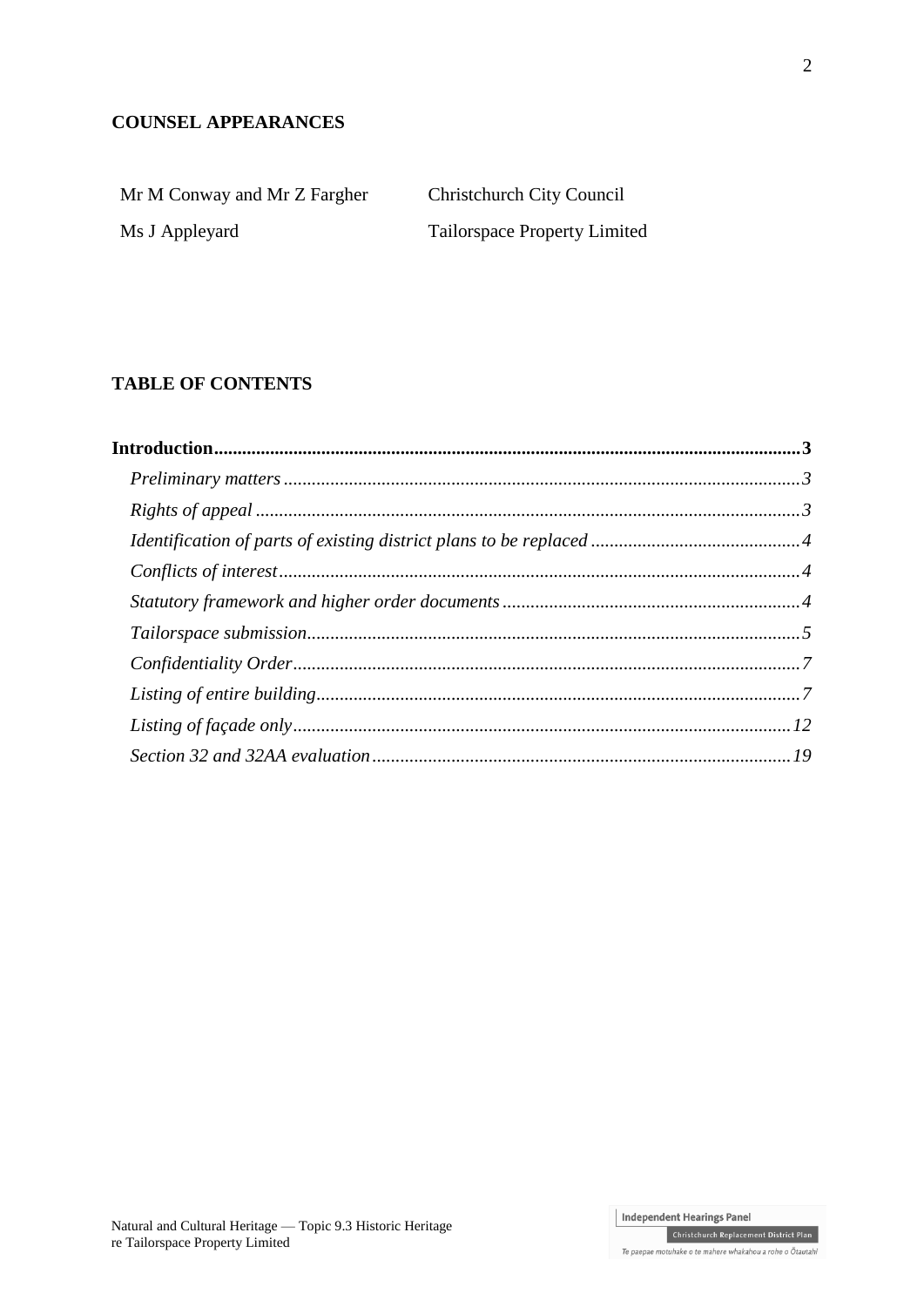## COUNSEL APPEARANCES

| | |
|---|---|
| Mr M Conway and Mr Z Fargher | Christchurch City Council |
| Ms J Appleyard | Tailorspace Property Limited |

## TABLE OF CONTENTS

**Introduction** .......... **3**

*Preliminary matters* .......... *3*

*Rights of appeal* .......... *3*

*Identification of parts of existing district plans to be replaced* .......... *4*

*Conflicts of interest* .......... *4*

*Statutory framework and higher order documents* .......... *4*

*Tailorspace submission* .......... *5*

*Confidentiality Order* .......... *7*

*Listing of entire building* .......... *7*

*Listing of façade only* .......... *12*

*Section 32 and 32AA evaluation* .......... *19*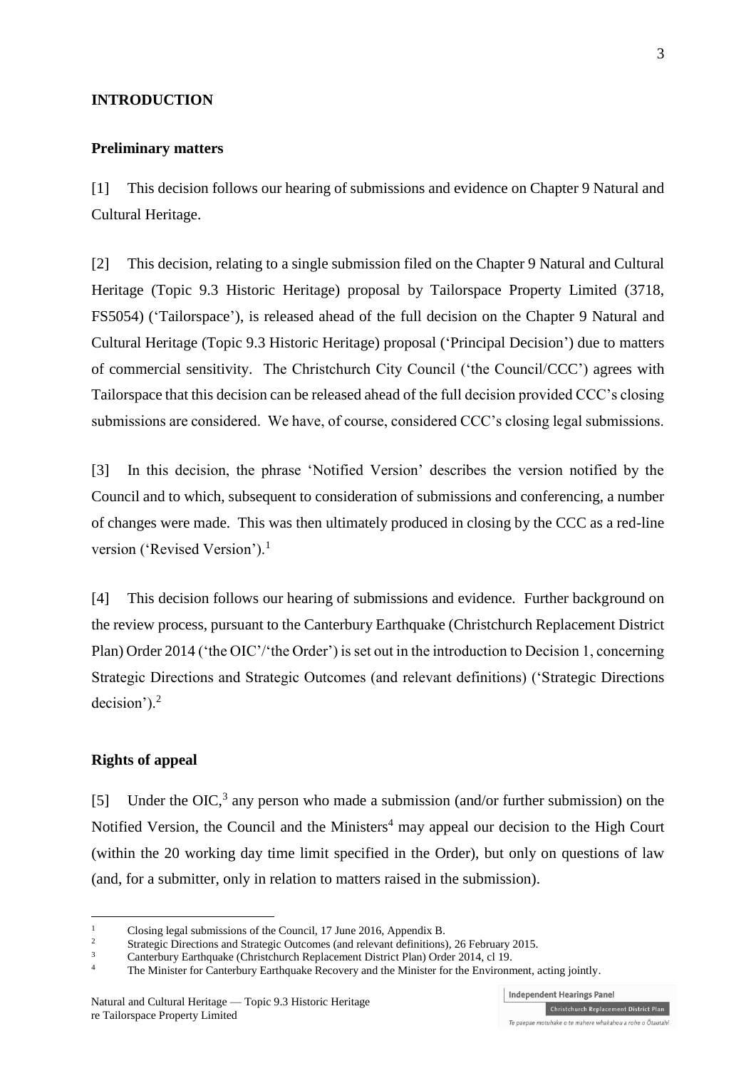## INTRODUCTION

### Preliminary matters

[1] This decision follows our hearing of submissions and evidence on Chapter 9 Natural and Cultural Heritage.

[2] This decision, relating to a single submission filed on the Chapter 9 Natural and Cultural Heritage (Topic 9.3 Historic Heritage) proposal by Tailorspace Property Limited (3718, FS5054) ('Tailorspace'), is released ahead of the full decision on the Chapter 9 Natural and Cultural Heritage (Topic 9.3 Historic Heritage) proposal ('Principal Decision') due to matters of commercial sensitivity. The Christchurch City Council ('the Council/CCC') agrees with Tailorspace that this decision can be released ahead of the full decision provided CCC's closing submissions are considered. We have, of course, considered CCC's closing legal submissions.

[3] In this decision, the phrase 'Notified Version' describes the version notified by the Council and to which, subsequent to consideration of submissions and conferencing, a number of changes were made. This was then ultimately produced in closing by the CCC as a red-line version ('Revised Version').[1]

[4] This decision follows our hearing of submissions and evidence. Further background on the review process, pursuant to the Canterbury Earthquake (Christchurch Replacement District Plan) Order 2014 ('the OIC'/'the Order') is set out in the introduction to Decision 1, concerning Strategic Directions and Strategic Outcomes (and relevant definitions) ('Strategic Directions decision').[2]

### Rights of appeal

[5] Under the OIC,[3] any person who made a submission (and/or further submission) on the Notified Version, the Council and the Ministers[4] may appeal our decision to the High Court (within the 20 working day time limit specified in the Order), but only on questions of law (and, for a submitter, only in relation to matters raised in the submission).

---

[1] Closing legal submissions of the Council, 17 June 2016, Appendix B.

[2] Strategic Directions and Strategic Outcomes (and relevant definitions), 26 February 2015.

[3] Canterbury Earthquake (Christchurch Replacement District Plan) Order 2014, cl 19.

[4] The Minister for Canterbury Earthquake Recovery and the Minister for the Environment, acting jointly.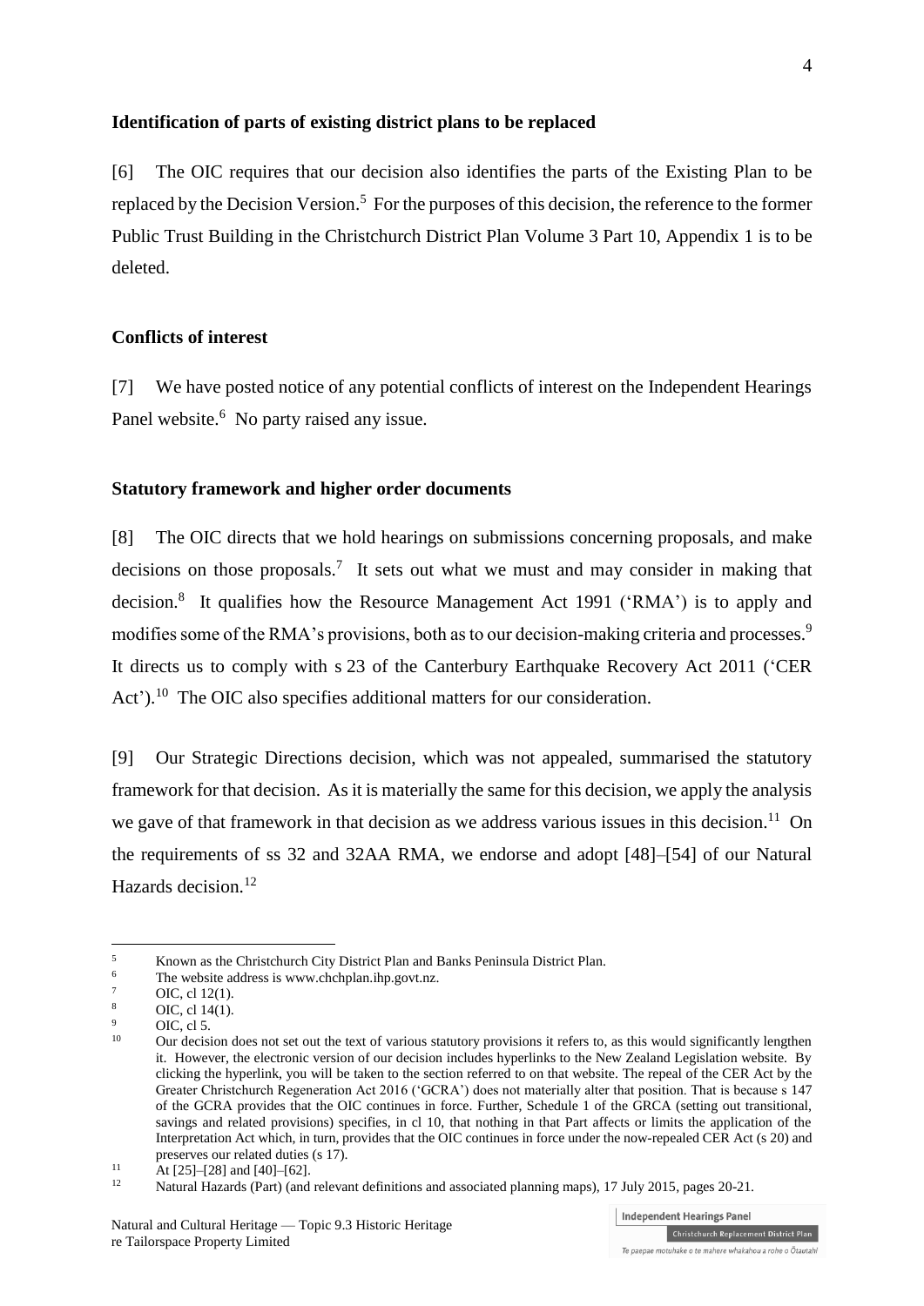**Identification of parts of existing district plans to be replaced**

[6] The OIC requires that our decision also identifies the parts of the Existing Plan to be replaced by the Decision Version.[5] For the purposes of this decision, the reference to the former Public Trust Building in the Christchurch District Plan Volume 3 Part 10, Appendix 1 is to be deleted.

**Conflicts of interest**

[7] We have posted notice of any potential conflicts of interest on the Independent Hearings Panel website.[6] No party raised any issue.

**Statutory framework and higher order documents**

[8] The OIC directs that we hold hearings on submissions concerning proposals, and make decisions on those proposals.[7] It sets out what we must and may consider in making that decision.[8] It qualifies how the Resource Management Act 1991 ('RMA') is to apply and modifies some of the RMA's provisions, both as to our decision-making criteria and processes.[9] It directs us to comply with s 23 of the Canterbury Earthquake Recovery Act 2011 ('CER Act').[10] The OIC also specifies additional matters for our consideration.

[9] Our Strategic Directions decision, which was not appealed, summarised the statutory framework for that decision. As it is materially the same for this decision, we apply the analysis we gave of that framework in that decision as we address various issues in this decision.[11] On the requirements of ss 32 and 32AA RMA, we endorse and adopt [48]–[54] of our Natural Hazards decision.[12]

---

[5] Known as the Christchurch City District Plan and Banks Peninsula District Plan.

[6] The website address is www.chchplan.ihp.govt.nz.

[7] OIC, cl 12(1).

[8] OIC, cl 14(1).

[9] OIC, cl 5.

[10] Our decision does not set out the text of various statutory provisions it refers to, as this would significantly lengthen it. However, the electronic version of our decision includes hyperlinks to the New Zealand Legislation website. By clicking the hyperlink, you will be taken to the section referred to on that website. The repeal of the CER Act by the Greater Christchurch Regeneration Act 2016 ('GCRA') does not materially alter that position. That is because s 147 of the GCRA provides that the OIC continues in force. Further, Schedule 1 of the GRCA (setting out transitional, savings and related provisions) specifies, in cl 10, that nothing in that Part affects or limits the application of the Interpretation Act which, in turn, provides that the OIC continues in force under the now-repealed CER Act (s 20) and preserves our related duties (s 17).

[11] At [25]–[28] and [40]–[62].

[12] Natural Hazards (Part) (and relevant definitions and associated planning maps), 17 July 2015, pages 20-21.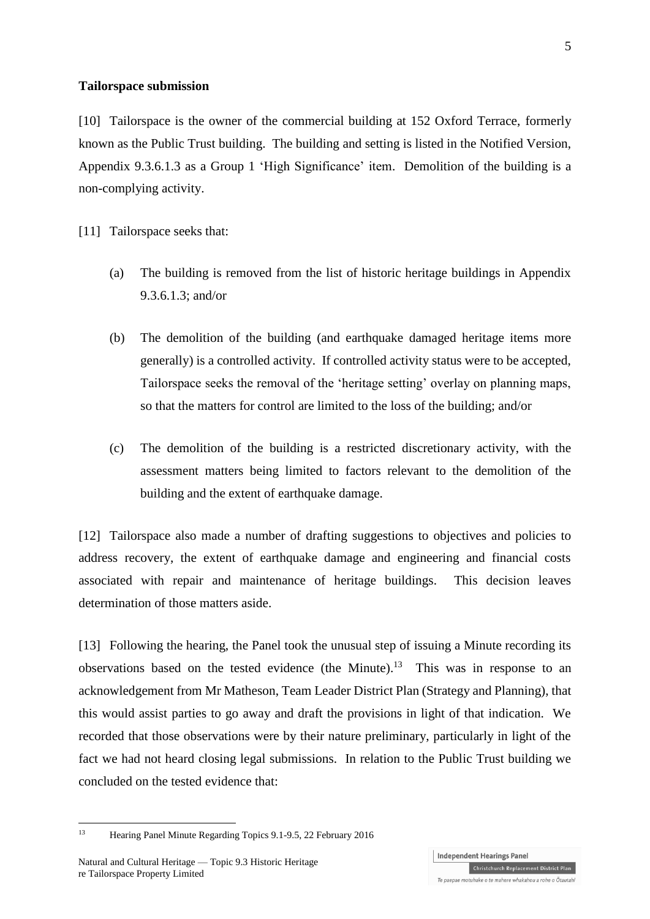**Tailorspace submission**

[10] Tailorspace is the owner of the commercial building at 152 Oxford Terrace, formerly known as the Public Trust building. The building and setting is listed in the Notified Version, Appendix 9.3.6.1.3 as a Group 1 'High Significance' item. Demolition of the building is a non-complying activity.

[11] Tailorspace seeks that:

(a) The building is removed from the list of historic heritage buildings in Appendix 9.3.6.1.3; and/or

(b) The demolition of the building (and earthquake damaged heritage items more generally) is a controlled activity. If controlled activity status were to be accepted, Tailorspace seeks the removal of the 'heritage setting' overlay on planning maps, so that the matters for control are limited to the loss of the building; and/or

(c) The demolition of the building is a restricted discretionary activity, with the assessment matters being limited to factors relevant to the demolition of the building and the extent of earthquake damage.

[12] Tailorspace also made a number of drafting suggestions to objectives and policies to address recovery, the extent of earthquake damage and engineering and financial costs associated with repair and maintenance of heritage buildings. This decision leaves determination of those matters aside.

[13] Following the hearing, the Panel took the unusual step of issuing a Minute recording its observations based on the tested evidence (the Minute).[13] This was in response to an acknowledgement from Mr Matheson, Team Leader District Plan (Strategy and Planning), that this would assist parties to go away and draft the provisions in light of that indication. We recorded that those observations were by their nature preliminary, particularly in light of the fact we had not heard closing legal submissions. In relation to the Public Trust building we concluded on the tested evidence that:

[13] Hearing Panel Minute Regarding Topics 9.1-9.5, 22 February 2016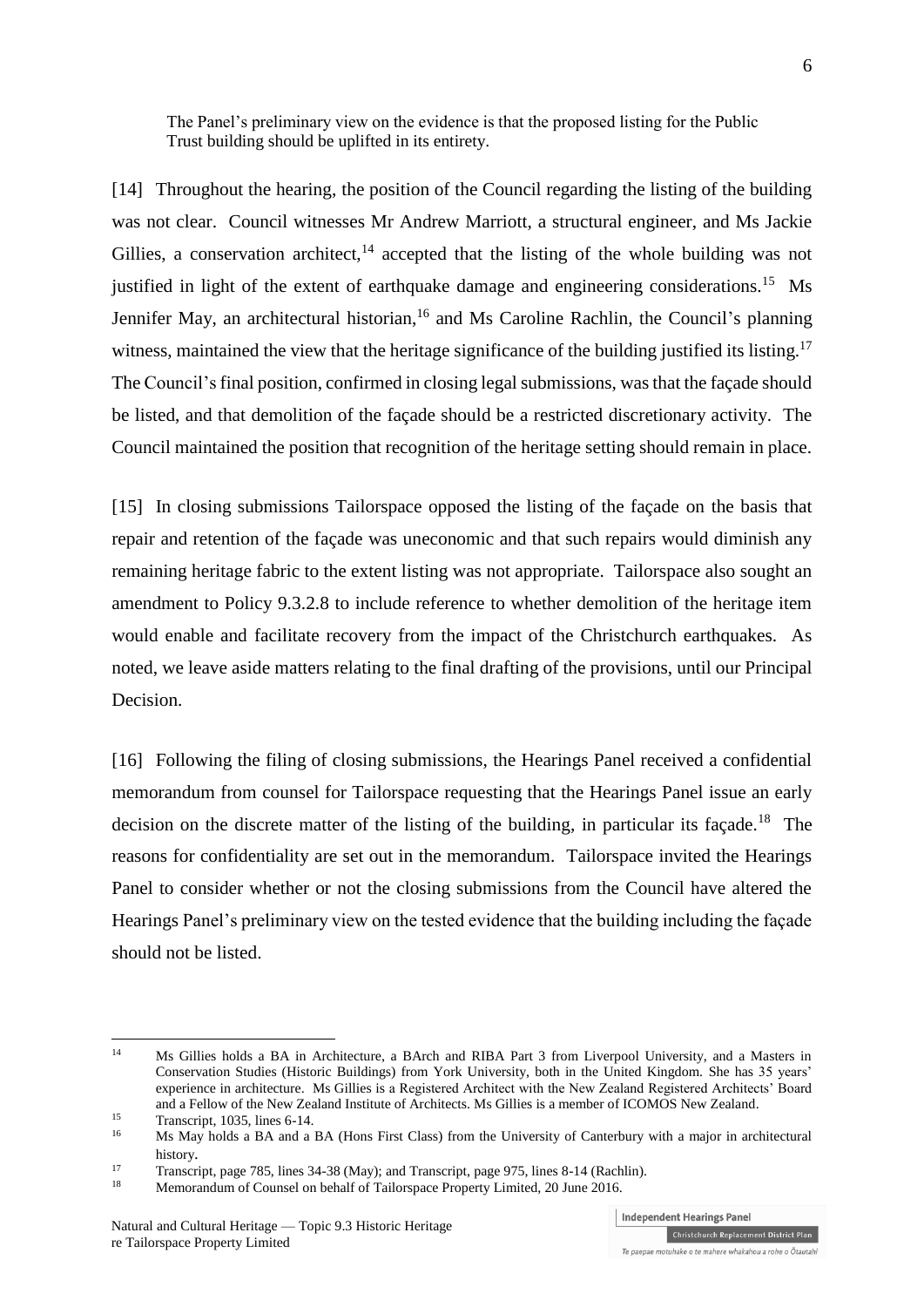> The Panel's preliminary view on the evidence is that the proposed listing for the Public Trust building should be uplifted in its entirety.

[14] Throughout the hearing, the position of the Council regarding the listing of the building was not clear. Council witnesses Mr Andrew Marriott, a structural engineer, and Ms Jackie Gillies, a conservation architect,[14] accepted that the listing of the whole building was not justified in light of the extent of earthquake damage and engineering considerations.[15] Ms Jennifer May, an architectural historian,[16] and Ms Caroline Rachlin, the Council's planning witness, maintained the view that the heritage significance of the building justified its listing.[17] The Council's final position, confirmed in closing legal submissions, was that the façade should be listed, and that demolition of the façade should be a restricted discretionary activity. The Council maintained the position that recognition of the heritage setting should remain in place.

[15] In closing submissions Tailorspace opposed the listing of the façade on the basis that repair and retention of the façade was uneconomic and that such repairs would diminish any remaining heritage fabric to the extent listing was not appropriate. Tailorspace also sought an amendment to Policy 9.3.2.8 to include reference to whether demolition of the heritage item would enable and facilitate recovery from the impact of the Christchurch earthquakes. As noted, we leave aside matters relating to the final drafting of the provisions, until our Principal Decision.

[16] Following the filing of closing submissions, the Hearings Panel received a confidential memorandum from counsel for Tailorspace requesting that the Hearings Panel issue an early decision on the discrete matter of the listing of the building, in particular its façade.[18] The reasons for confidentiality are set out in the memorandum. Tailorspace invited the Hearings Panel to consider whether or not the closing submissions from the Council have altered the Hearings Panel's preliminary view on the tested evidence that the building including the façade should not be listed.

---

[14] Ms Gillies holds a BA in Architecture, a BArch and RIBA Part 3 from Liverpool University, and a Masters in Conservation Studies (Historic Buildings) from York University, both in the United Kingdom. She has 35 years' experience in architecture. Ms Gillies is a Registered Architect with the New Zealand Registered Architects' Board and a Fellow of the New Zealand Institute of Architects. Ms Gillies is a member of ICOMOS New Zealand.

[15] Transcript, 1035, lines 6-14.

[16] Ms May holds a BA and a BA (Hons First Class) from the University of Canterbury with a major in architectural history.

[17] Transcript, page 785, lines 34-38 (May); and Transcript, page 975, lines 8-14 (Rachlin).

[18] Memorandum of Counsel on behalf of Tailorspace Property Limited, 20 June 2016.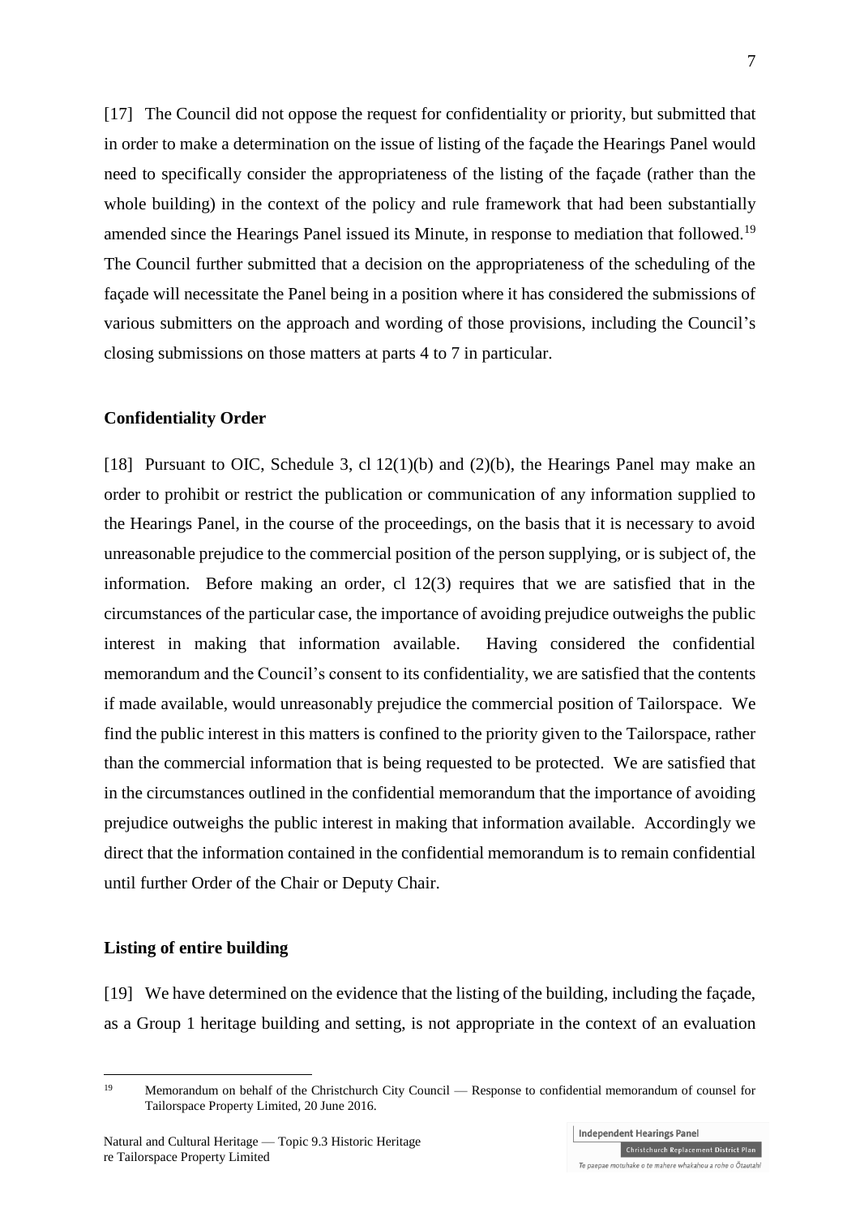[17] The Council did not oppose the request for confidentiality or priority, but submitted that in order to make a determination on the issue of listing of the façade the Hearings Panel would need to specifically consider the appropriateness of the listing of the façade (rather than the whole building) in the context of the policy and rule framework that had been substantially amended since the Hearings Panel issued its Minute, in response to mediation that followed.[19] The Council further submitted that a decision on the appropriateness of the scheduling of the façade will necessitate the Panel being in a position where it has considered the submissions of various submitters on the approach and wording of those provisions, including the Council's closing submissions on those matters at parts 4 to 7 in particular.

### Confidentiality Order

[18] Pursuant to OIC, Schedule 3, cl 12(1)(b) and (2)(b), the Hearings Panel may make an order to prohibit or restrict the publication or communication of any information supplied to the Hearings Panel, in the course of the proceedings, on the basis that it is necessary to avoid unreasonable prejudice to the commercial position of the person supplying, or is subject of, the information. Before making an order, cl 12(3) requires that we are satisfied that in the circumstances of the particular case, the importance of avoiding prejudice outweighs the public interest in making that information available. Having considered the confidential memorandum and the Council's consent to its confidentiality, we are satisfied that the contents if made available, would unreasonably prejudice the commercial position of Tailorspace. We find the public interest in this matters is confined to the priority given to the Tailorspace, rather than the commercial information that is being requested to be protected. We are satisfied that in the circumstances outlined in the confidential memorandum that the importance of avoiding prejudice outweighs the public interest in making that information available. Accordingly we direct that the information contained in the confidential memorandum is to remain confidential until further Order of the Chair or Deputy Chair.

### Listing of entire building

[19] We have determined on the evidence that the listing of the building, including the façade, as a Group 1 heritage building and setting, is not appropriate in the context of an evaluation

---

[19] Memorandum on behalf of the Christchurch City Council — Response to confidential memorandum of counsel for Tailorspace Property Limited, 20 June 2016.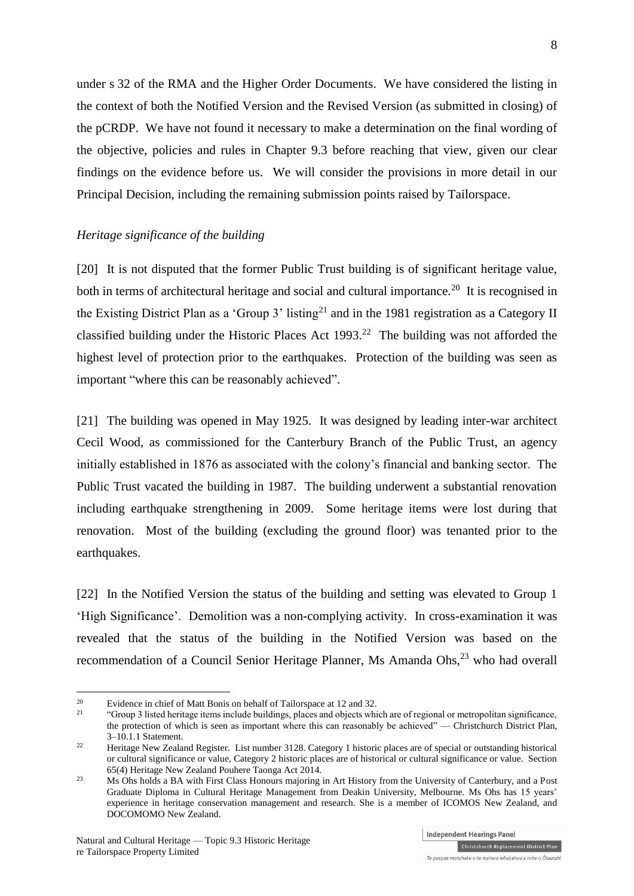under s 32 of the RMA and the Higher Order Documents. We have considered the listing in the context of both the Notified Version and the Revised Version (as submitted in closing) of the pCRDP. We have not found it necessary to make a determination on the final wording of the objective, policies and rules in Chapter 9.3 before reaching that view, given our clear findings on the evidence before us. We will consider the provisions in more detail in our Principal Decision, including the remaining submission points raised by Tailorspace.

*Heritage significance of the building*

[20] It is not disputed that the former Public Trust building is of significant heritage value, both in terms of architectural heritage and social and cultural importance.[20] It is recognised in the Existing District Plan as a 'Group 3' listing[21] and in the 1981 registration as a Category II classified building under the Historic Places Act 1993.[22] The building was not afforded the highest level of protection prior to the earthquakes. Protection of the building was seen as important "where this can be reasonably achieved".

[21] The building was opened in May 1925. It was designed by leading inter-war architect Cecil Wood, as commissioned for the Canterbury Branch of the Public Trust, an agency initially established in 1876 as associated with the colony's financial and banking sector. The Public Trust vacated the building in 1987. The building underwent a substantial renovation including earthquake strengthening in 2009. Some heritage items were lost during that renovation. Most of the building (excluding the ground floor) was tenanted prior to the earthquakes.

[22] In the Notified Version the status of the building and setting was elevated to Group 1 'High Significance'. Demolition was a non-complying activity. In cross-examination it was revealed that the status of the building in the Notified Version was based on the recommendation of a Council Senior Heritage Planner, Ms Amanda Ohs,[23] who had overall

---

[20] Evidence in chief of Matt Bonis on behalf of Tailorspace at 12 and 32.

[21] "Group 3 listed heritage items include buildings, places and objects which are of regional or metropolitan significance, the protection of which is seen as important where this can reasonably be achieved" — Christchurch District Plan, 3–10.1.1 Statement.

[22] Heritage New Zealand Register. List number 3128. Category 1 historic places are of special or outstanding historical or cultural significance or value, Category 2 historic places are of historical or cultural significance or value. Section 65(4) Heritage New Zealand Pouhere Taonga Act 2014.

[23] Ms Ohs holds a BA with First Class Honours majoring in Art History from the University of Canterbury, and a Post Graduate Diploma in Cultural Heritage Management from Deakin University, Melbourne. Ms Ohs has 15 years' experience in heritage conservation management and research. She is a member of ICOMOS New Zealand, and DOCOMOMO New Zealand.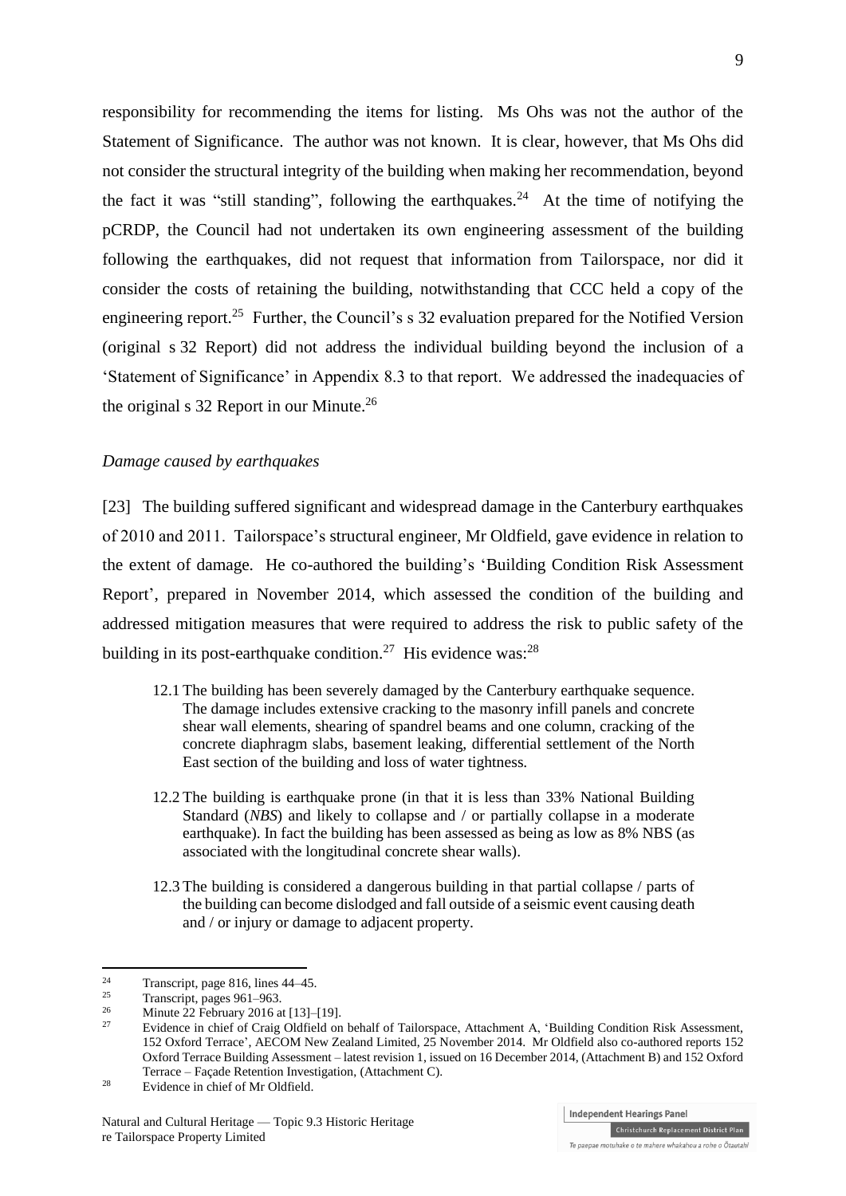responsibility for recommending the items for listing. Ms Ohs was not the author of the Statement of Significance. The author was not known. It is clear, however, that Ms Ohs did not consider the structural integrity of the building when making her recommendation, beyond the fact it was "still standing", following the earthquakes.[24] At the time of notifying the pCRDP, the Council had not undertaken its own engineering assessment of the building following the earthquakes, did not request that information from Tailorspace, nor did it consider the costs of retaining the building, notwithstanding that CCC held a copy of the engineering report.[25] Further, the Council's s 32 evaluation prepared for the Notified Version (original s 32 Report) did not address the individual building beyond the inclusion of a 'Statement of Significance' in Appendix 8.3 to that report. We addressed the inadequacies of the original s 32 Report in our Minute.[26]

*Damage caused by earthquakes*

[23] The building suffered significant and widespread damage in the Canterbury earthquakes of 2010 and 2011. Tailorspace's structural engineer, Mr Oldfield, gave evidence in relation to the extent of damage. He co-authored the building's 'Building Condition Risk Assessment Report', prepared in November 2014, which assessed the condition of the building and addressed mitigation measures that were required to address the risk to public safety of the building in its post-earthquake condition.[27] His evidence was:[28]

> 12.1 The building has been severely damaged by the Canterbury earthquake sequence. The damage includes extensive cracking to the masonry infill panels and concrete shear wall elements, shearing of spandrel beams and one column, cracking of the concrete diaphragm slabs, basement leaking, differential settlement of the North East section of the building and loss of water tightness.
>
> 12.2 The building is earthquake prone (in that it is less than 33% National Building Standard (*NBS*) and likely to collapse and / or partially collapse in a moderate earthquake). In fact the building has been assessed as being as low as 8% NBS (as associated with the longitudinal concrete shear walls).
>
> 12.3 The building is considered a dangerous building in that partial collapse / parts of the building can become dislodged and fall outside of a seismic event causing death and / or injury or damage to adjacent property.

---

[24] Transcript, page 816, lines 44–45.

[25] Transcript, pages 961–963.

[26] Minute 22 February 2016 at [13]–[19].

[27] Evidence in chief of Craig Oldfield on behalf of Tailorspace, Attachment A, 'Building Condition Risk Assessment, 152 Oxford Terrace', AECOM New Zealand Limited, 25 November 2014. Mr Oldfield also co-authored reports 152 Oxford Terrace Building Assessment – latest revision 1, issued on 16 December 2014, (Attachment B) and 152 Oxford Terrace – Façade Retention Investigation, (Attachment C).

[28] Evidence in chief of Mr Oldfield.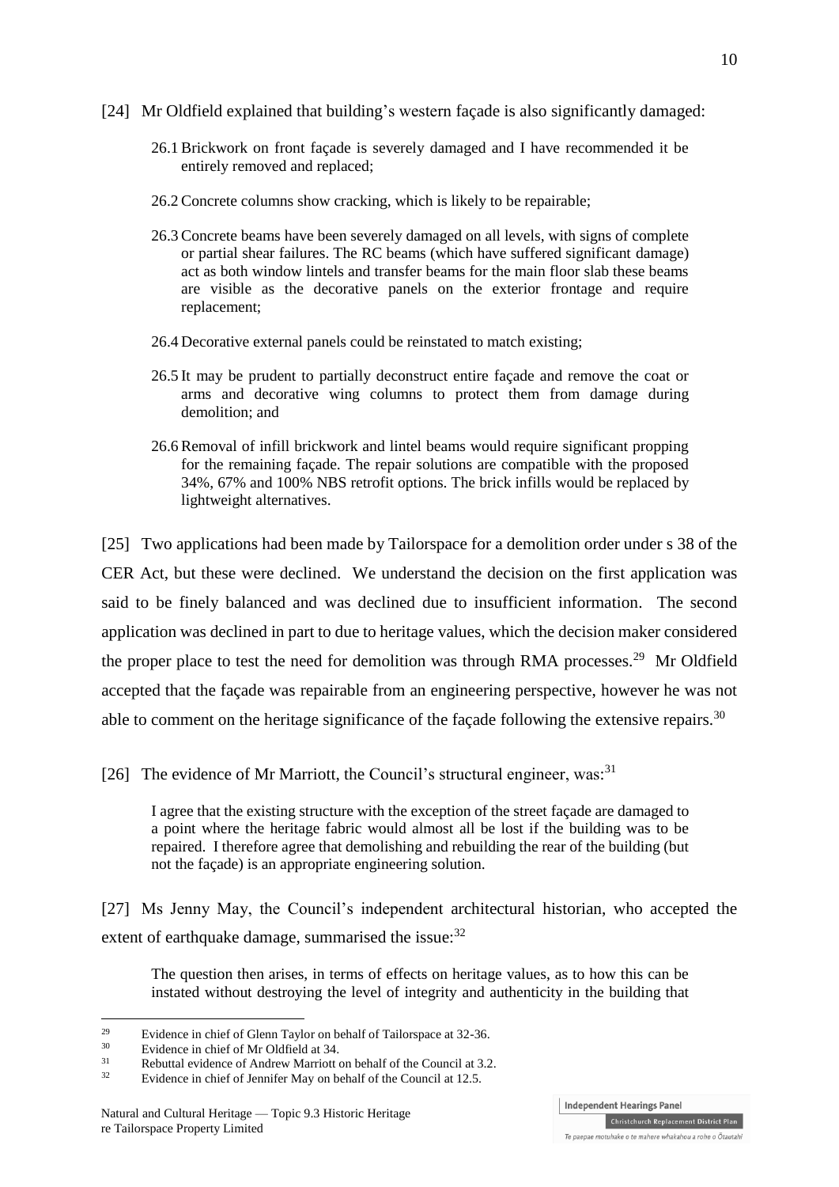[24] Mr Oldfield explained that building's western façade is also significantly damaged:

> 26.1 Brickwork on front façade is severely damaged and I have recommended it be entirely removed and replaced;
>
> 26.2 Concrete columns show cracking, which is likely to be repairable;
>
> 26.3 Concrete beams have been severely damaged on all levels, with signs of complete or partial shear failures. The RC beams (which have suffered significant damage) act as both window lintels and transfer beams for the main floor slab these beams are visible as the decorative panels on the exterior frontage and require replacement;
>
> 26.4 Decorative external panels could be reinstated to match existing;
>
> 26.5 It may be prudent to partially deconstruct entire façade and remove the coat or arms and decorative wing columns to protect them from damage during demolition; and
>
> 26.6 Removal of infill brickwork and lintel beams would require significant propping for the remaining façade. The repair solutions are compatible with the proposed 34%, 67% and 100% NBS retrofit options. The brick infills would be replaced by lightweight alternatives.

[25] Two applications had been made by Tailorspace for a demolition order under s 38 of the CER Act, but these were declined. We understand the decision on the first application was said to be finely balanced and was declined due to insufficient information. The second application was declined in part to due to heritage values, which the decision maker considered the proper place to test the need for demolition was through RMA processes.[29] Mr Oldfield accepted that the façade was repairable from an engineering perspective, however he was not able to comment on the heritage significance of the façade following the extensive repairs.[30]

[26] The evidence of Mr Marriott, the Council's structural engineer, was:[31]

> I agree that the existing structure with the exception of the street façade are damaged to a point where the heritage fabric would almost all be lost if the building was to be repaired. I therefore agree that demolishing and rebuilding the rear of the building (but not the façade) is an appropriate engineering solution.

[27] Ms Jenny May, the Council's independent architectural historian, who accepted the extent of earthquake damage, summarised the issue:[32]

> The question then arises, in terms of effects on heritage values, as to how this can be instated without destroying the level of integrity and authenticity in the building that

---

[29] Evidence in chief of Glenn Taylor on behalf of Tailorspace at 32-36.

[30] Evidence in chief of Mr Oldfield at 34.

[31] Rebuttal evidence of Andrew Marriott on behalf of the Council at 3.2.

[32] Evidence in chief of Jennifer May on behalf of the Council at 12.5.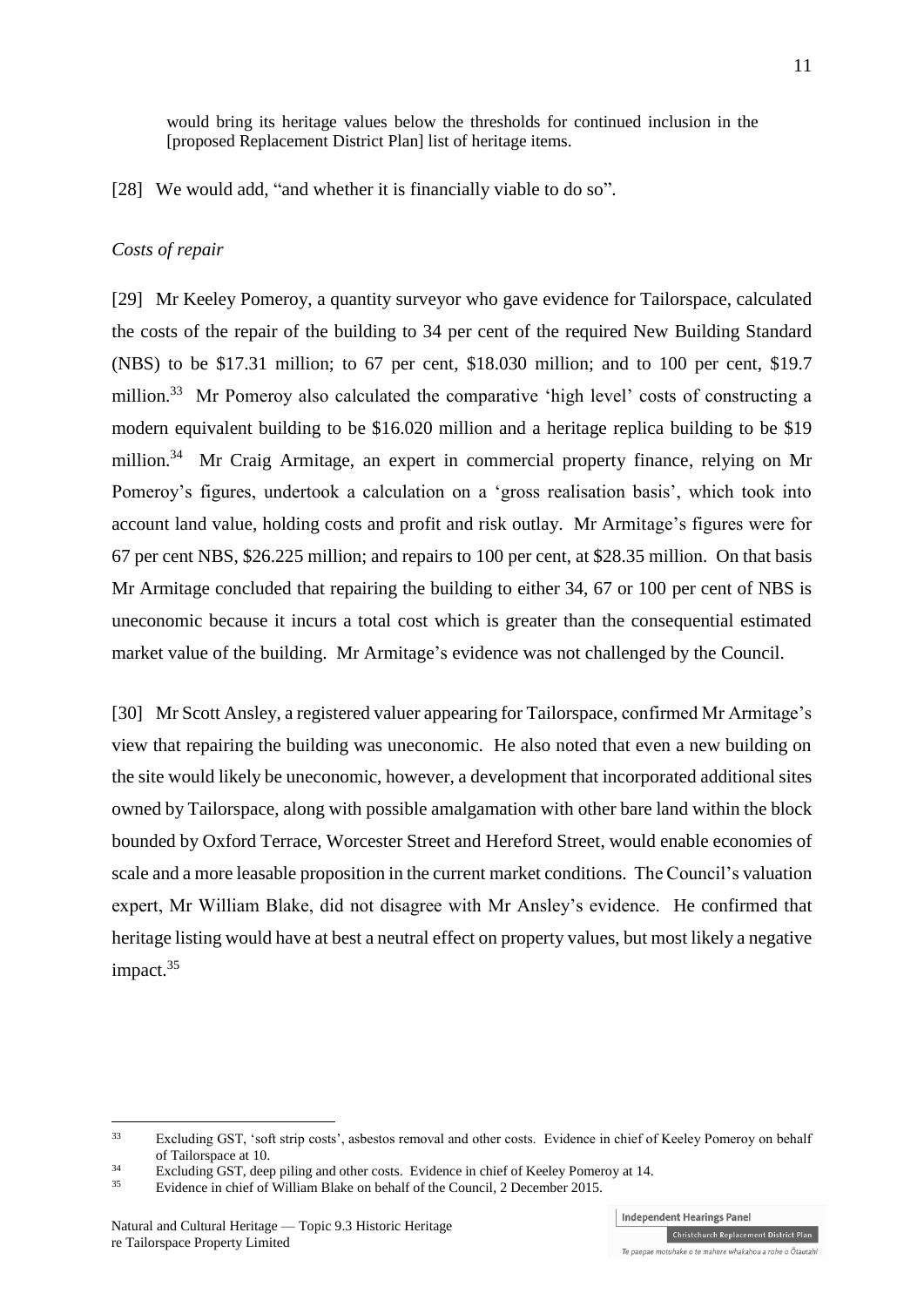would bring its heritage values below the thresholds for continued inclusion in the [proposed Replacement District Plan] list of heritage items.

[28] We would add, "and whether it is financially viable to do so".

*Costs of repair*

[29] Mr Keeley Pomeroy, a quantity surveyor who gave evidence for Tailorspace, calculated the costs of the repair of the building to 34 per cent of the required New Building Standard (NBS) to be $17.31 million; to 67 per cent, $18.030 million; and to 100 per cent, $19.7 million.[33] Mr Pomeroy also calculated the comparative 'high level' costs of constructing a modern equivalent building to be $16.020 million and a heritage replica building to be $19 million.[34] Mr Craig Armitage, an expert in commercial property finance, relying on Mr Pomeroy's figures, undertook a calculation on a 'gross realisation basis', which took into account land value, holding costs and profit and risk outlay. Mr Armitage's figures were for 67 per cent NBS, $26.225 million; and repairs to 100 per cent, at $28.35 million. On that basis Mr Armitage concluded that repairing the building to either 34, 67 or 100 per cent of NBS is uneconomic because it incurs a total cost which is greater than the consequential estimated market value of the building. Mr Armitage's evidence was not challenged by the Council.

[30] Mr Scott Ansley, a registered valuer appearing for Tailorspace, confirmed Mr Armitage's view that repairing the building was uneconomic. He also noted that even a new building on the site would likely be uneconomic, however, a development that incorporated additional sites owned by Tailorspace, along with possible amalgamation with other bare land within the block bounded by Oxford Terrace, Worcester Street and Hereford Street, would enable economies of scale and a more leasable proposition in the current market conditions. The Council's valuation expert, Mr William Blake, did not disagree with Mr Ansley's evidence. He confirmed that heritage listing would have at best a neutral effect on property values, but most likely a negative impact.[35]

---

[33] Excluding GST, 'soft strip costs', asbestos removal and other costs. Evidence in chief of Keeley Pomeroy on behalf of Tailorspace at 10.

[34] Excluding GST, deep piling and other costs. Evidence in chief of Keeley Pomeroy at 14.

[35] Evidence in chief of William Blake on behalf of the Council, 2 December 2015.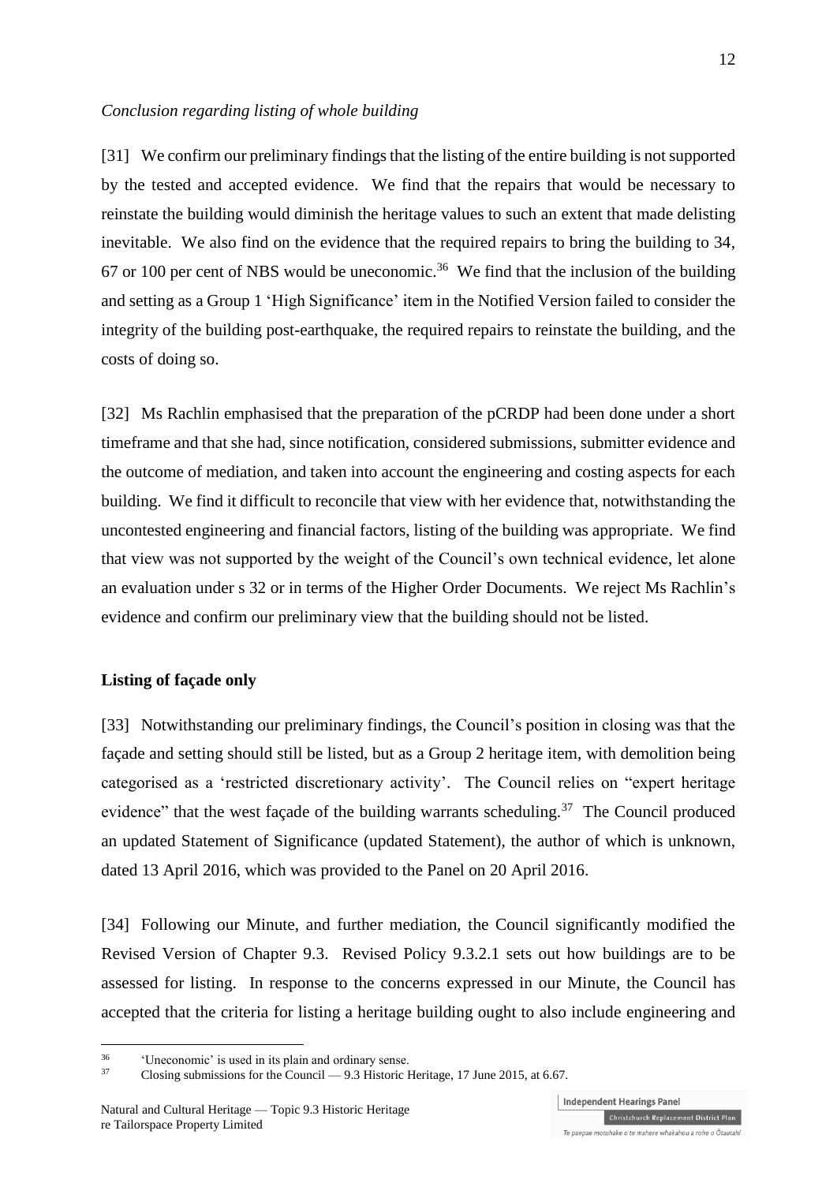*Conclusion regarding listing of whole building*

[31] We confirm our preliminary findings that the listing of the entire building is not supported by the tested and accepted evidence. We find that the repairs that would be necessary to reinstate the building would diminish the heritage values to such an extent that made delisting inevitable. We also find on the evidence that the required repairs to bring the building to 34, 67 or 100 per cent of NBS would be uneconomic.[36] We find that the inclusion of the building and setting as a Group 1 'High Significance' item in the Notified Version failed to consider the integrity of the building post-earthquake, the required repairs to reinstate the building, and the costs of doing so.

[32] Ms Rachlin emphasised that the preparation of the pCRDP had been done under a short timeframe and that she had, since notification, considered submissions, submitter evidence and the outcome of mediation, and taken into account the engineering and costing aspects for each building. We find it difficult to reconcile that view with her evidence that, notwithstanding the uncontested engineering and financial factors, listing of the building was appropriate. We find that view was not supported by the weight of the Council's own technical evidence, let alone an evaluation under s 32 or in terms of the Higher Order Documents. We reject Ms Rachlin's evidence and confirm our preliminary view that the building should not be listed.

**Listing of façade only**

[33] Notwithstanding our preliminary findings, the Council's position in closing was that the façade and setting should still be listed, but as a Group 2 heritage item, with demolition being categorised as a 'restricted discretionary activity'. The Council relies on "expert heritage evidence" that the west façade of the building warrants scheduling.[37] The Council produced an updated Statement of Significance (updated Statement), the author of which is unknown, dated 13 April 2016, which was provided to the Panel on 20 April 2016.

[34] Following our Minute, and further mediation, the Council significantly modified the Revised Version of Chapter 9.3. Revised Policy 9.3.2.1 sets out how buildings are to be assessed for listing. In response to the concerns expressed in our Minute, the Council has accepted that the criteria for listing a heritage building ought to also include engineering and

---

[36] 'Uneconomic' is used in its plain and ordinary sense.

[37] Closing submissions for the Council — 9.3 Historic Heritage, 17 June 2015, at 6.67.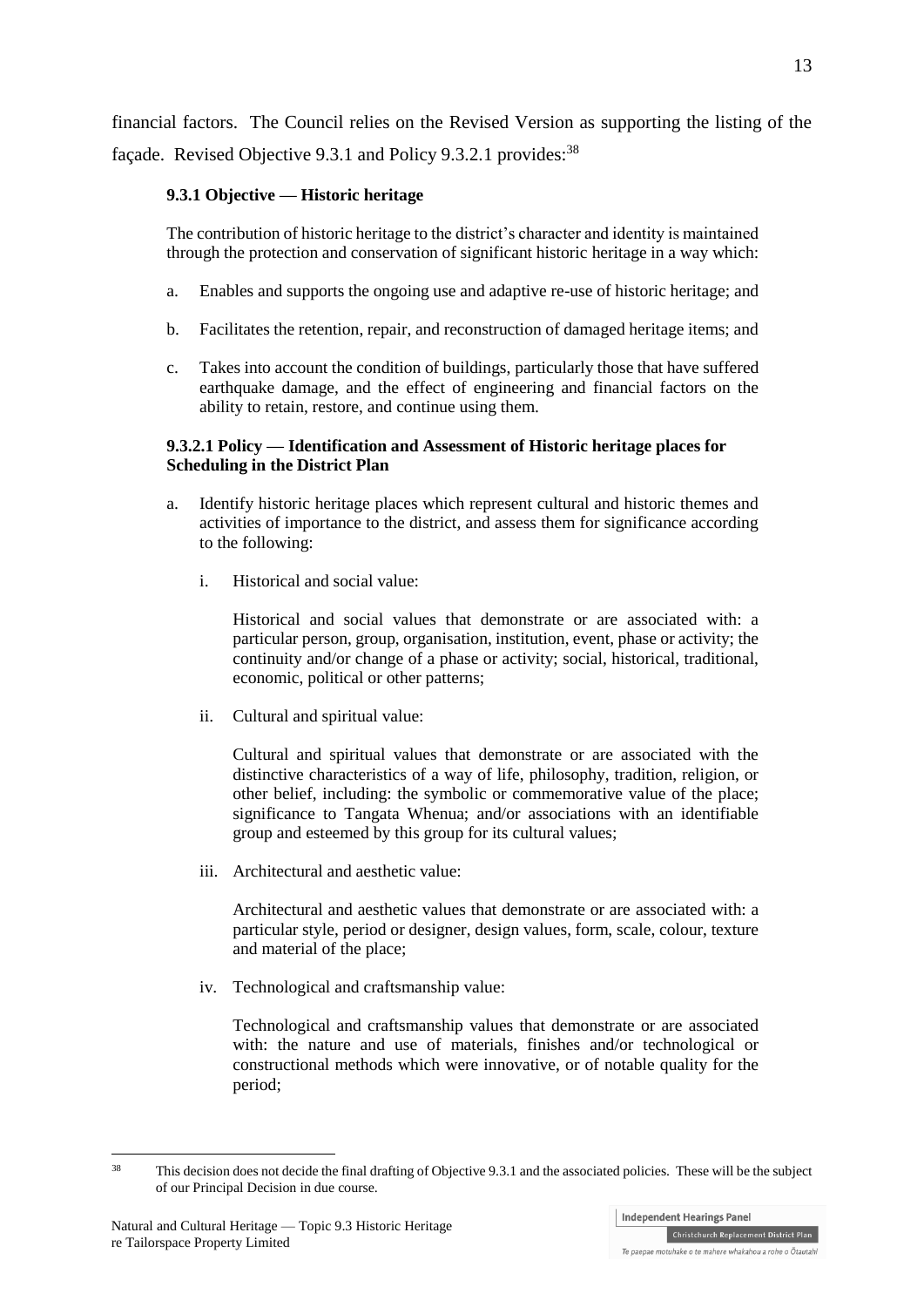financial factors. The Council relies on the Revised Version as supporting the listing of the façade. Revised Objective 9.3.1 and Policy 9.3.2.1 provides:[38]

> **9.3.1 Objective — Historic heritage**
>
> The contribution of historic heritage to the district's character and identity is maintained through the protection and conservation of significant historic heritage in a way which:
>
> a. Enables and supports the ongoing use and adaptive re-use of historic heritage; and
>
> b. Facilitates the retention, repair, and reconstruction of damaged heritage items; and
>
> c. Takes into account the condition of buildings, particularly those that have suffered earthquake damage, and the effect of engineering and financial factors on the ability to retain, restore, and continue using them.
>
> **9.3.2.1 Policy — Identification and Assessment of Historic heritage places for Scheduling in the District Plan**
>
> a. Identify historic heritage places which represent cultural and historic themes and activities of importance to the district, and assess them for significance according to the following:
>
> i. Historical and social value:
>
> Historical and social values that demonstrate or are associated with: a particular person, group, organisation, institution, event, phase or activity; the continuity and/or change of a phase or activity; social, historical, traditional, economic, political or other patterns;
>
> ii. Cultural and spiritual value:
>
> Cultural and spiritual values that demonstrate or are associated with the distinctive characteristics of a way of life, philosophy, tradition, religion, or other belief, including: the symbolic or commemorative value of the place; significance to Tangata Whenua; and/or associations with an identifiable group and esteemed by this group for its cultural values;
>
> iii. Architectural and aesthetic value:
>
> Architectural and aesthetic values that demonstrate or are associated with: a particular style, period or designer, design values, form, scale, colour, texture and material of the place;
>
> iv. Technological and craftsmanship value:
>
> Technological and craftsmanship values that demonstrate or are associated with: the nature and use of materials, finishes and/or technological or constructional methods which were innovative, or of notable quality for the period;

---

[38] This decision does not decide the final drafting of Objective 9.3.1 and the associated policies. These will be the subject of our Principal Decision in due course.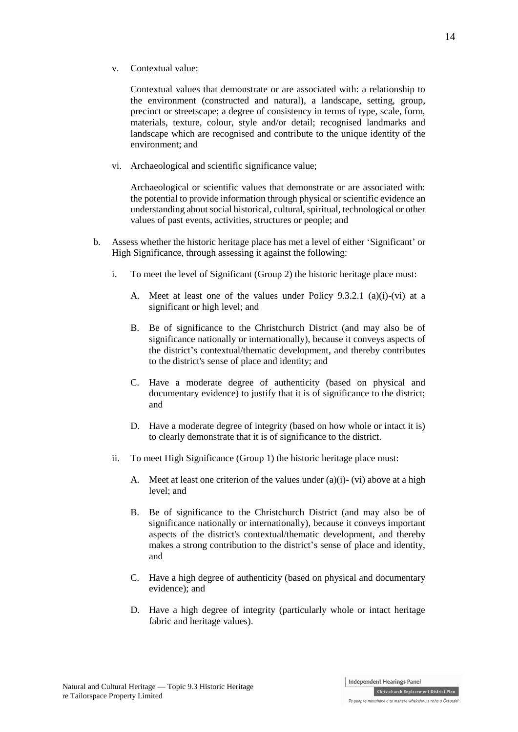v. Contextual value:

   Contextual values that demonstrate or are associated with: a relationship to the environment (constructed and natural), a landscape, setting, group, precinct or streetscape; a degree of consistency in terms of type, scale, form, materials, texture, colour, style and/or detail; recognised landmarks and landscape which are recognised and contribute to the unique identity of the environment; and

vi. Archaeological and scientific significance value;

   Archaeological or scientific values that demonstrate or are associated with: the potential to provide information through physical or scientific evidence an understanding about social historical, cultural, spiritual, technological or other values of past events, activities, structures or people; and

b. Assess whether the historic heritage place has met a level of either 'Significant' or High Significance, through assessing it against the following:

   i. To meet the level of Significant (Group 2) the historic heritage place must:

      A. Meet at least one of the values under Policy 9.3.2.1 (a)(i)-(vi) at a significant or high level; and

      B. Be of significance to the Christchurch District (and may also be of significance nationally or internationally), because it conveys aspects of the district's contextual/thematic development, and thereby contributes to the district's sense of place and identity; and

      C. Have a moderate degree of authenticity (based on physical and documentary evidence) to justify that it is of significance to the district; and

      D. Have a moderate degree of integrity (based on how whole or intact it is) to clearly demonstrate that it is of significance to the district.

   ii. To meet High Significance (Group 1) the historic heritage place must:

      A. Meet at least one criterion of the values under (a)(i)- (vi) above at a high level; and

      B. Be of significance to the Christchurch District (and may also be of significance nationally or internationally), because it conveys important aspects of the district's contextual/thematic development, and thereby makes a strong contribution to the district's sense of place and identity, and

      C. Have a high degree of authenticity (based on physical and documentary evidence); and

      D. Have a high degree of integrity (particularly whole or intact heritage fabric and heritage values).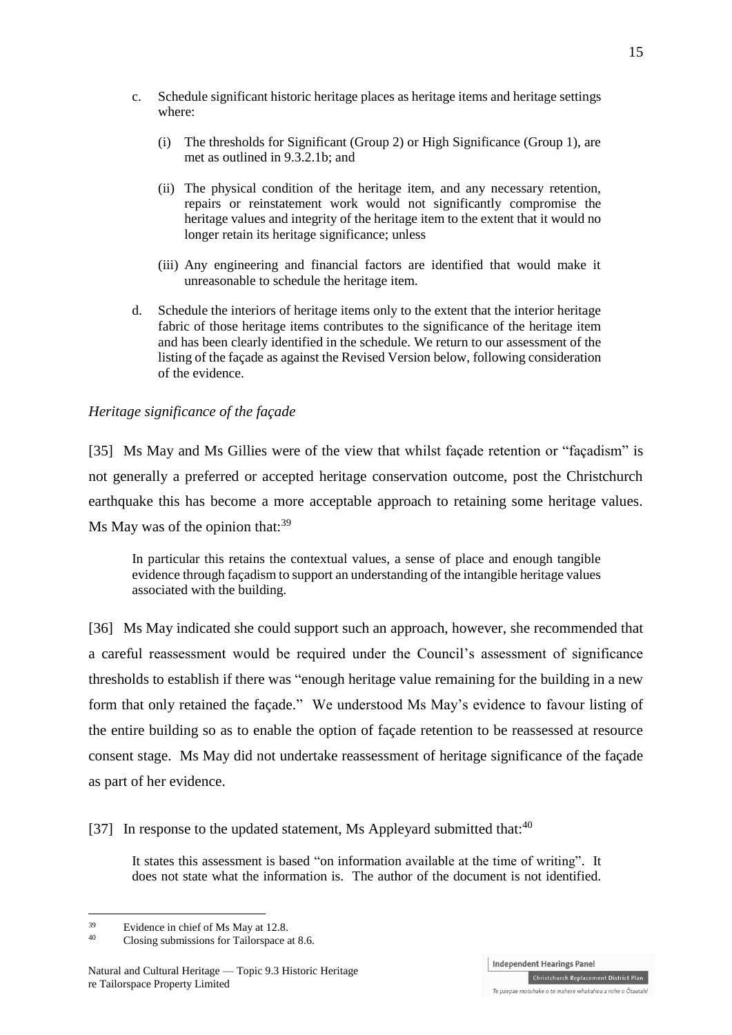c. Schedule significant historic heritage places as heritage items and heritage settings where:

   (i) The thresholds for Significant (Group 2) or High Significance (Group 1), are met as outlined in 9.3.2.1b; and

   (ii) The physical condition of the heritage item, and any necessary retention, repairs or reinstatement work would not significantly compromise the heritage values and integrity of the heritage item to the extent that it would no longer retain its heritage significance; unless

   (iii) Any engineering and financial factors are identified that would make it unreasonable to schedule the heritage item.

d. Schedule the interiors of heritage items only to the extent that the interior heritage fabric of those heritage items contributes to the significance of the heritage item and has been clearly identified in the schedule. We return to our assessment of the listing of the façade as against the Revised Version below, following consideration of the evidence.

*Heritage significance of the façade*

[35] Ms May and Ms Gillies were of the view that whilst façade retention or "façadism" is not generally a preferred or accepted heritage conservation outcome, post the Christchurch earthquake this has become a more acceptable approach to retaining some heritage values. Ms May was of the opinion that:[39]

> In particular this retains the contextual values, a sense of place and enough tangible evidence through façadism to support an understanding of the intangible heritage values associated with the building.

[36] Ms May indicated she could support such an approach, however, she recommended that a careful reassessment would be required under the Council's assessment of significance thresholds to establish if there was "enough heritage value remaining for the building in a new form that only retained the façade." We understood Ms May's evidence to favour listing of the entire building so as to enable the option of façade retention to be reassessed at resource consent stage. Ms May did not undertake reassessment of heritage significance of the façade as part of her evidence.

[37] In response to the updated statement, Ms Appleyard submitted that:[40]

> It states this assessment is based "on information available at the time of writing". It does not state what the information is. The author of the document is not identified.

---

[39] Evidence in chief of Ms May at 12.8.

[40] Closing submissions for Tailorspace at 8.6.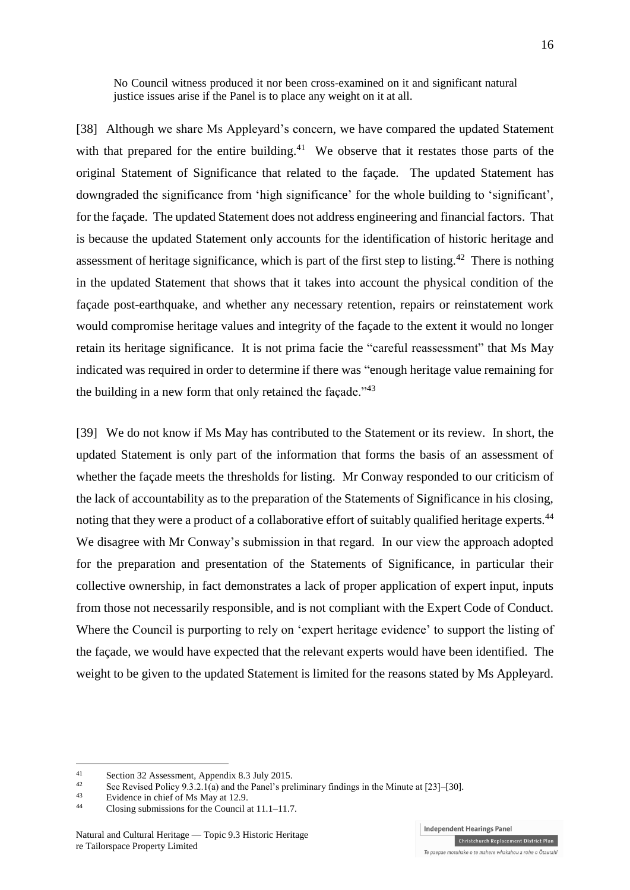> No Council witness produced it nor been cross-examined on it and significant natural justice issues arise if the Panel is to place any weight on it at all.

[38] Although we share Ms Appleyard's concern, we have compared the updated Statement with that prepared for the entire building.[41] We observe that it restates those parts of the original Statement of Significance that related to the façade. The updated Statement has downgraded the significance from 'high significance' for the whole building to 'significant', for the façade. The updated Statement does not address engineering and financial factors. That is because the updated Statement only accounts for the identification of historic heritage and assessment of heritage significance, which is part of the first step to listing.[42] There is nothing in the updated Statement that shows that it takes into account the physical condition of the façade post-earthquake, and whether any necessary retention, repairs or reinstatement work would compromise heritage values and integrity of the façade to the extent it would no longer retain its heritage significance. It is not prima facie the "careful reassessment" that Ms May indicated was required in order to determine if there was "enough heritage value remaining for the building in a new form that only retained the façade."[43]

[39] We do not know if Ms May has contributed to the Statement or its review. In short, the updated Statement is only part of the information that forms the basis of an assessment of whether the façade meets the thresholds for listing. Mr Conway responded to our criticism of the lack of accountability as to the preparation of the Statements of Significance in his closing, noting that they were a product of a collaborative effort of suitably qualified heritage experts.[44] We disagree with Mr Conway's submission in that regard. In our view the approach adopted for the preparation and presentation of the Statements of Significance, in particular their collective ownership, in fact demonstrates a lack of proper application of expert input, inputs from those not necessarily responsible, and is not compliant with the Expert Code of Conduct. Where the Council is purporting to rely on 'expert heritage evidence' to support the listing of the façade, we would have expected that the relevant experts would have been identified. The weight to be given to the updated Statement is limited for the reasons stated by Ms Appleyard.

---

[41] Section 32 Assessment, Appendix 8.3 July 2015.

[42] See Revised Policy 9.3.2.1(a) and the Panel's preliminary findings in the Minute at [23]–[30].

[43] Evidence in chief of Ms May at 12.9.

[44] Closing submissions for the Council at 11.1–11.7.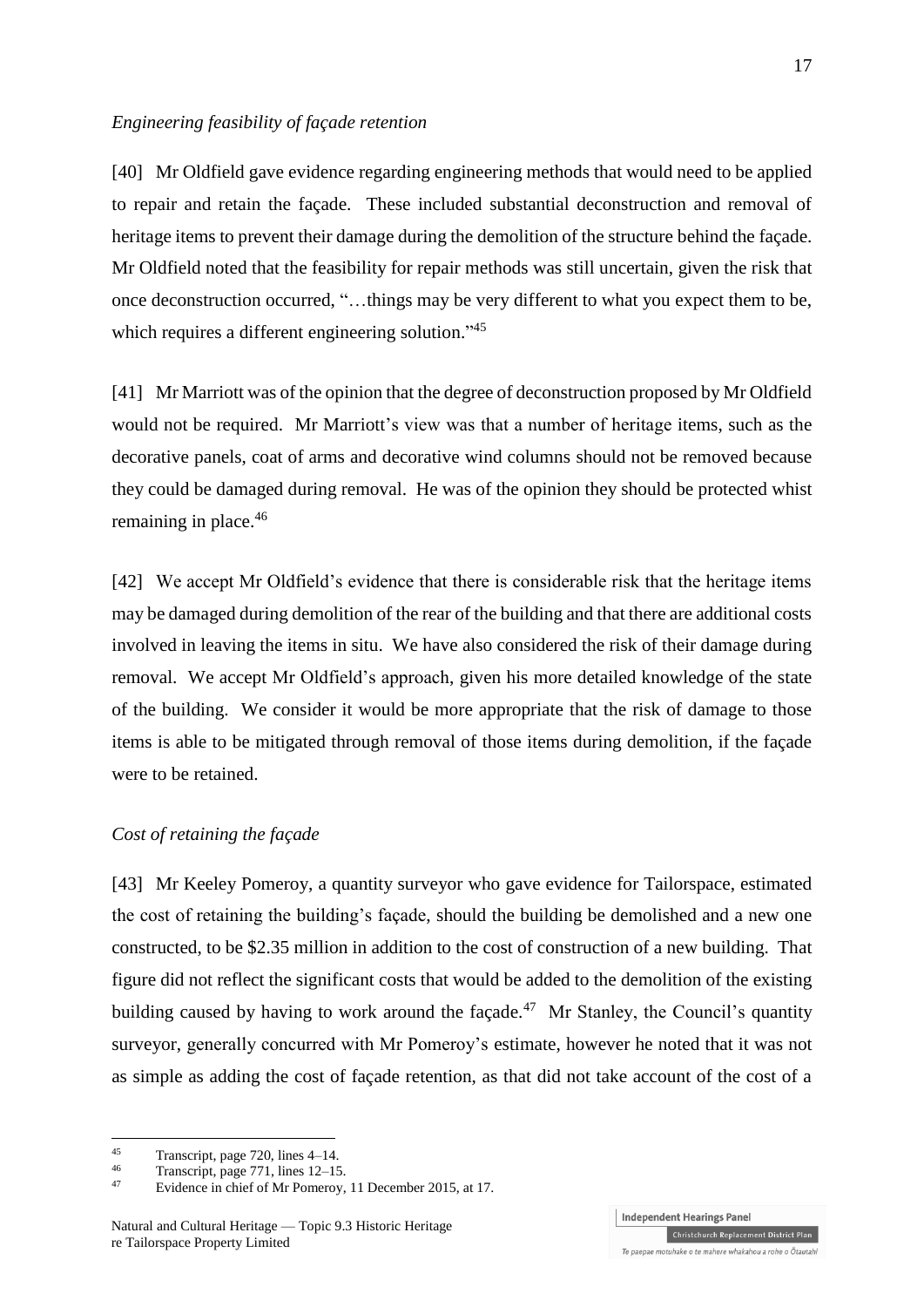*Engineering feasibility of façade retention*

[40] Mr Oldfield gave evidence regarding engineering methods that would need to be applied to repair and retain the façade. These included substantial deconstruction and removal of heritage items to prevent their damage during the demolition of the structure behind the façade. Mr Oldfield noted that the feasibility for repair methods was still uncertain, given the risk that once deconstruction occurred, "…things may be very different to what you expect them to be, which requires a different engineering solution."[45]

[41] Mr Marriott was of the opinion that the degree of deconstruction proposed by Mr Oldfield would not be required. Mr Marriott's view was that a number of heritage items, such as the decorative panels, coat of arms and decorative wind columns should not be removed because they could be damaged during removal. He was of the opinion they should be protected whist remaining in place.[46]

[42] We accept Mr Oldfield's evidence that there is considerable risk that the heritage items may be damaged during demolition of the rear of the building and that there are additional costs involved in leaving the items in situ. We have also considered the risk of their damage during removal. We accept Mr Oldfield's approach, given his more detailed knowledge of the state of the building. We consider it would be more appropriate that the risk of damage to those items is able to be mitigated through removal of those items during demolition, if the façade were to be retained.

*Cost of retaining the façade*

[43] Mr Keeley Pomeroy, a quantity surveyor who gave evidence for Tailorspace, estimated the cost of retaining the building's façade, should the building be demolished and a new one constructed, to be \$2.35 million in addition to the cost of construction of a new building. That figure did not reflect the significant costs that would be added to the demolition of the existing building caused by having to work around the façade.[47] Mr Stanley, the Council's quantity surveyor, generally concurred with Mr Pomeroy's estimate, however he noted that it was not as simple as adding the cost of façade retention, as that did not take account of the cost of a

---

[45] Transcript, page 720, lines 4–14.

[46] Transcript, page 771, lines 12–15.

[47] Evidence in chief of Mr Pomeroy, 11 December 2015, at 17.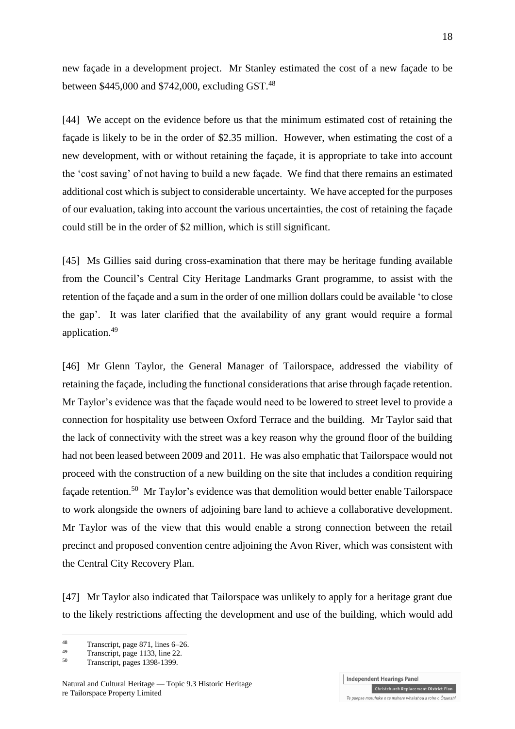new façade in a development project. Mr Stanley estimated the cost of a new façade to be between $445,000 and $742,000, excluding GST.[48]

[44] We accept on the evidence before us that the minimum estimated cost of retaining the façade is likely to be in the order of $2.35 million. However, when estimating the cost of a new development, with or without retaining the façade, it is appropriate to take into account the 'cost saving' of not having to build a new façade. We find that there remains an estimated additional cost which is subject to considerable uncertainty. We have accepted for the purposes of our evaluation, taking into account the various uncertainties, the cost of retaining the façade could still be in the order of $2 million, which is still significant.

[45] Ms Gillies said during cross-examination that there may be heritage funding available from the Council's Central City Heritage Landmarks Grant programme, to assist with the retention of the façade and a sum in the order of one million dollars could be available 'to close the gap'. It was later clarified that the availability of any grant would require a formal application.[49]

[46] Mr Glenn Taylor, the General Manager of Tailorspace, addressed the viability of retaining the façade, including the functional considerations that arise through façade retention. Mr Taylor's evidence was that the façade would need to be lowered to street level to provide a connection for hospitality use between Oxford Terrace and the building. Mr Taylor said that the lack of connectivity with the street was a key reason why the ground floor of the building had not been leased between 2009 and 2011. He was also emphatic that Tailorspace would not proceed with the construction of a new building on the site that includes a condition requiring façade retention.[50] Mr Taylor's evidence was that demolition would better enable Tailorspace to work alongside the owners of adjoining bare land to achieve a collaborative development. Mr Taylor was of the view that this would enable a strong connection between the retail precinct and proposed convention centre adjoining the Avon River, which was consistent with the Central City Recovery Plan.

[47] Mr Taylor also indicated that Tailorspace was unlikely to apply for a heritage grant due to the likely restrictions affecting the development and use of the building, which would add

---

[48] Transcript, page 871, lines 6–26.

[49] Transcript, page 1133, line 22.

[50] Transcript, pages 1398-1399.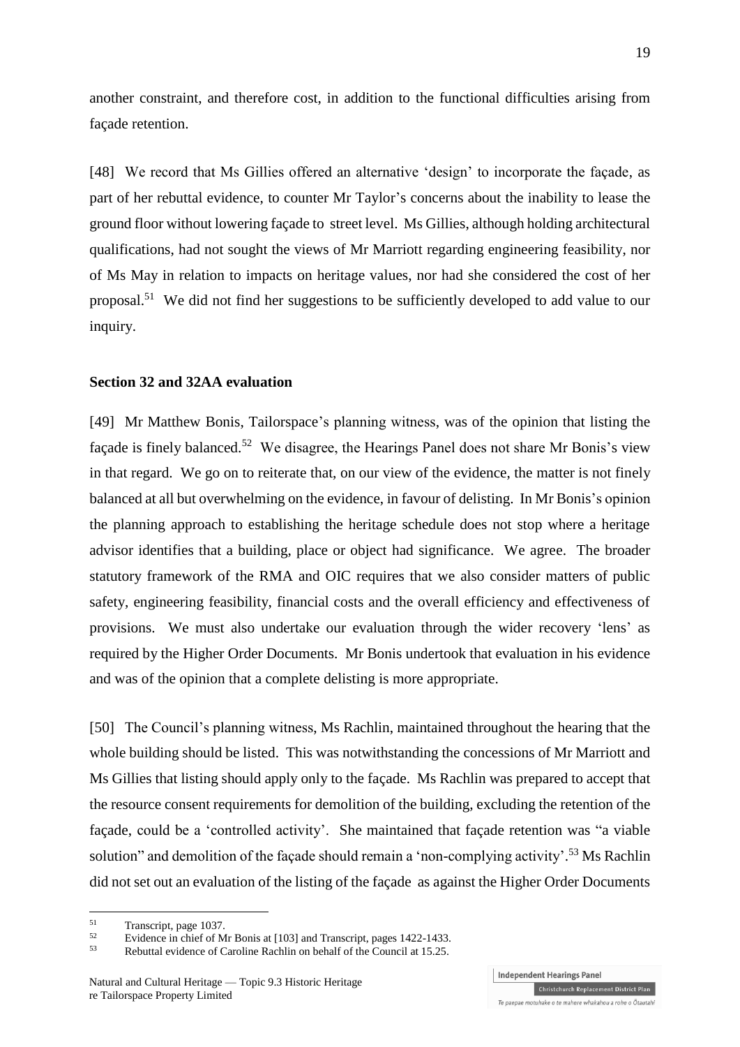another constraint, and therefore cost, in addition to the functional difficulties arising from façade retention.

[48] We record that Ms Gillies offered an alternative 'design' to incorporate the façade, as part of her rebuttal evidence, to counter Mr Taylor's concerns about the inability to lease the ground floor without lowering façade to street level. Ms Gillies, although holding architectural qualifications, had not sought the views of Mr Marriott regarding engineering feasibility, nor of Ms May in relation to impacts on heritage values, nor had she considered the cost of her proposal.[51] We did not find her suggestions to be sufficiently developed to add value to our inquiry.

**Section 32 and 32AA evaluation**

[49] Mr Matthew Bonis, Tailorspace's planning witness, was of the opinion that listing the façade is finely balanced.[52] We disagree, the Hearings Panel does not share Mr Bonis's view in that regard. We go on to reiterate that, on our view of the evidence, the matter is not finely balanced at all but overwhelming on the evidence, in favour of delisting. In Mr Bonis's opinion the planning approach to establishing the heritage schedule does not stop where a heritage advisor identifies that a building, place or object had significance. We agree. The broader statutory framework of the RMA and OIC requires that we also consider matters of public safety, engineering feasibility, financial costs and the overall efficiency and effectiveness of provisions. We must also undertake our evaluation through the wider recovery 'lens' as required by the Higher Order Documents. Mr Bonis undertook that evaluation in his evidence and was of the opinion that a complete delisting is more appropriate.

[50] The Council's planning witness, Ms Rachlin, maintained throughout the hearing that the whole building should be listed. This was notwithstanding the concessions of Mr Marriott and Ms Gillies that listing should apply only to the façade. Ms Rachlin was prepared to accept that the resource consent requirements for demolition of the building, excluding the retention of the façade, could be a 'controlled activity'. She maintained that façade retention was "a viable solution" and demolition of the façade should remain a 'non-complying activity'.[53] Ms Rachlin did not set out an evaluation of the listing of the façade as against the Higher Order Documents

---

[51] Transcript, page 1037.

[52] Evidence in chief of Mr Bonis at [103] and Transcript, pages 1422-1433.

[53] Rebuttal evidence of Caroline Rachlin on behalf of the Council at 15.25.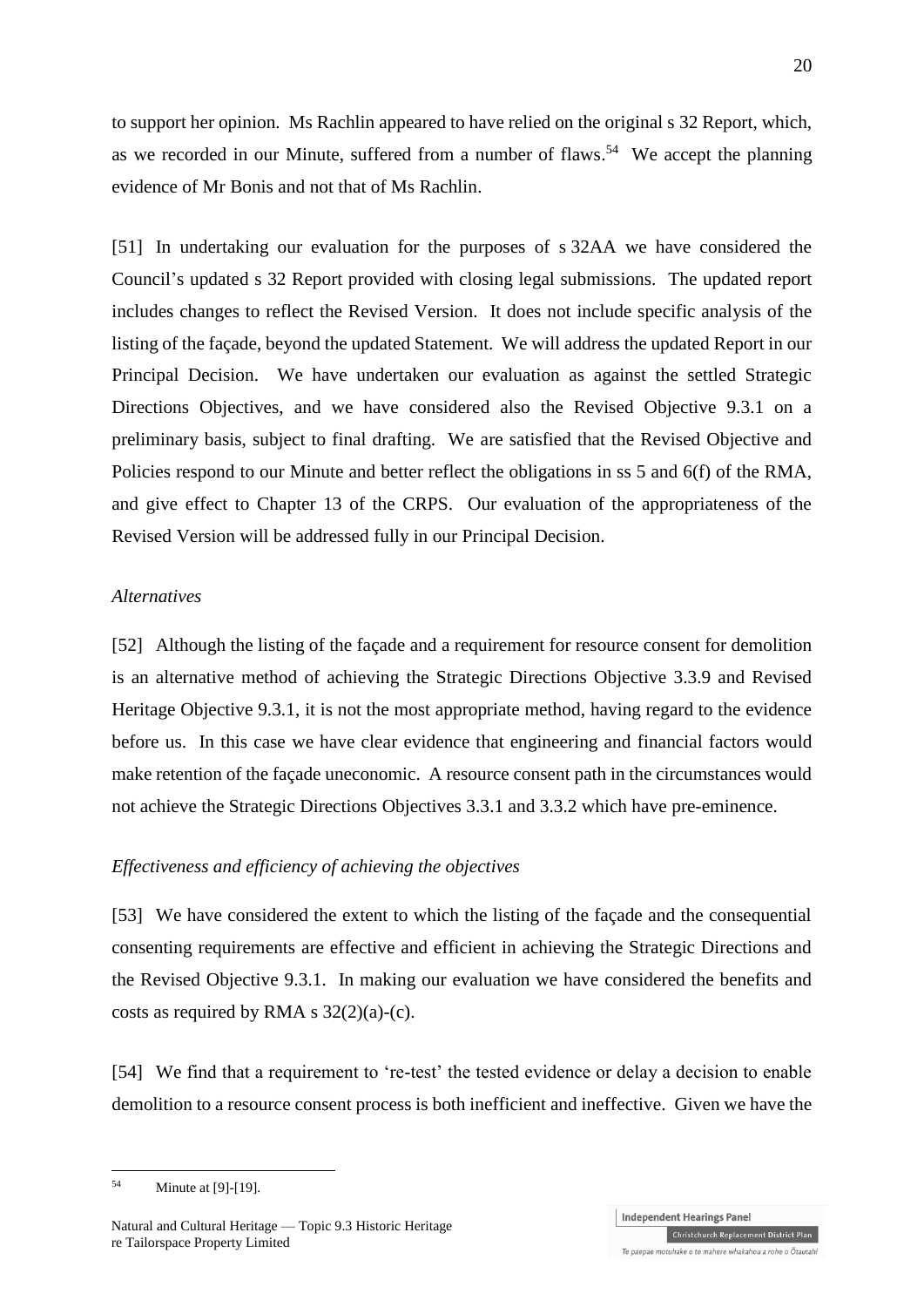to support her opinion. Ms Rachlin appeared to have relied on the original s 32 Report, which, as we recorded in our Minute, suffered from a number of flaws.[54] We accept the planning evidence of Mr Bonis and not that of Ms Rachlin.

[51] In undertaking our evaluation for the purposes of s 32AA we have considered the Council's updated s 32 Report provided with closing legal submissions. The updated report includes changes to reflect the Revised Version. It does not include specific analysis of the listing of the façade, beyond the updated Statement. We will address the updated Report in our Principal Decision. We have undertaken our evaluation as against the settled Strategic Directions Objectives, and we have considered also the Revised Objective 9.3.1 on a preliminary basis, subject to final drafting. We are satisfied that the Revised Objective and Policies respond to our Minute and better reflect the obligations in ss 5 and 6(f) of the RMA, and give effect to Chapter 13 of the CRPS. Our evaluation of the appropriateness of the Revised Version will be addressed fully in our Principal Decision.

*Alternatives*

[52] Although the listing of the façade and a requirement for resource consent for demolition is an alternative method of achieving the Strategic Directions Objective 3.3.9 and Revised Heritage Objective 9.3.1, it is not the most appropriate method, having regard to the evidence before us. In this case we have clear evidence that engineering and financial factors would make retention of the façade uneconomic. A resource consent path in the circumstances would not achieve the Strategic Directions Objectives 3.3.1 and 3.3.2 which have pre-eminence.

*Effectiveness and efficiency of achieving the objectives*

[53] We have considered the extent to which the listing of the façade and the consequential consenting requirements are effective and efficient in achieving the Strategic Directions and the Revised Objective 9.3.1. In making our evaluation we have considered the benefits and costs as required by RMA s 32(2)(a)-(c).

[54] We find that a requirement to 're-test' the tested evidence or delay a decision to enable demolition to a resource consent process is both inefficient and ineffective. Given we have the

[54] Minute at [9]-[19].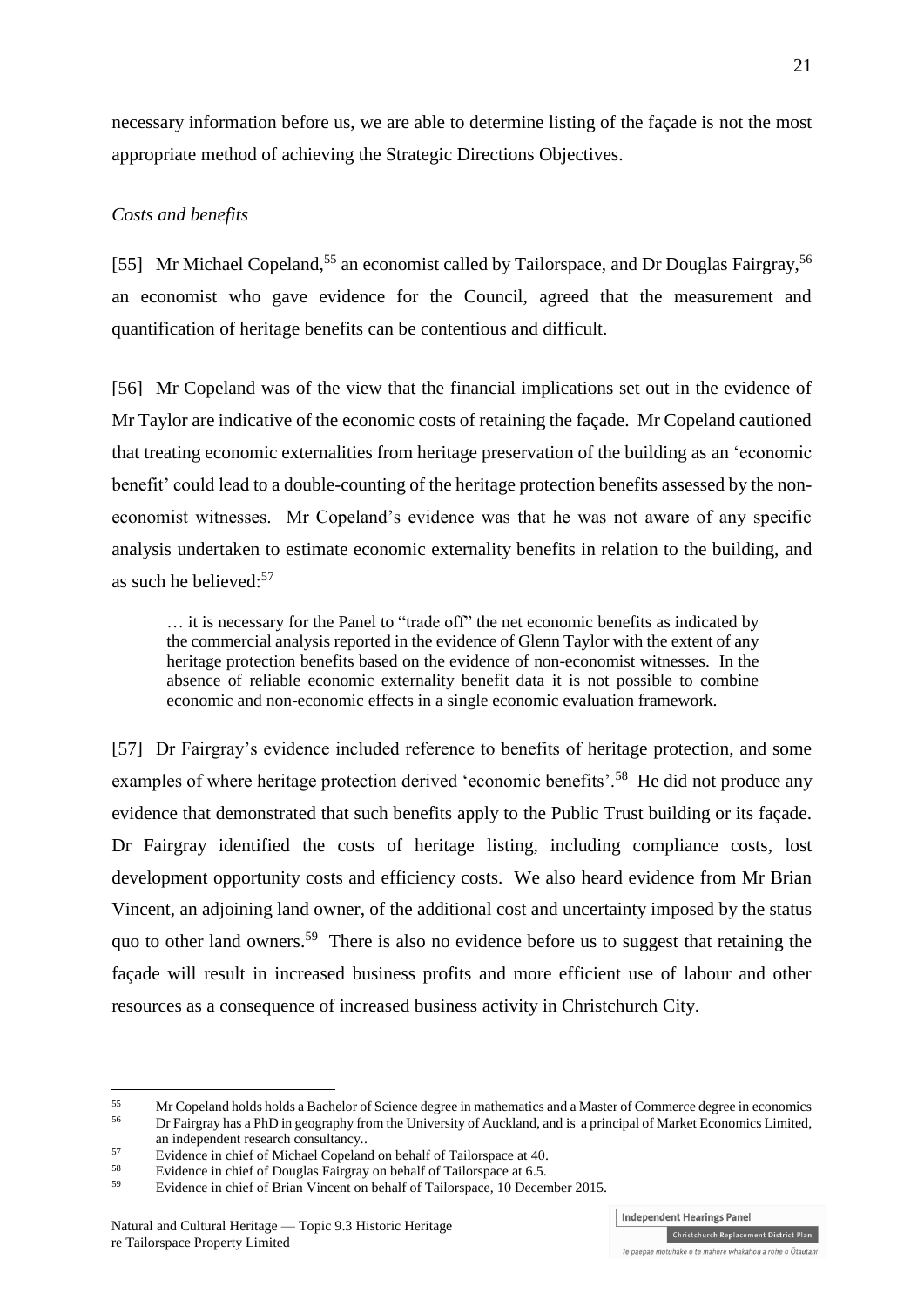necessary information before us, we are able to determine listing of the façade is not the most appropriate method of achieving the Strategic Directions Objectives.

*Costs and benefits*

[55] Mr Michael Copeland,[55] an economist called by Tailorspace, and Dr Douglas Fairgray,[56] an economist who gave evidence for the Council, agreed that the measurement and quantification of heritage benefits can be contentious and difficult.

[56] Mr Copeland was of the view that the financial implications set out in the evidence of Mr Taylor are indicative of the economic costs of retaining the façade. Mr Copeland cautioned that treating economic externalities from heritage preservation of the building as an 'economic benefit' could lead to a double-counting of the heritage protection benefits assessed by the non-economist witnesses. Mr Copeland's evidence was that he was not aware of any specific analysis undertaken to estimate economic externality benefits in relation to the building, and as such he believed:[57]

> … it is necessary for the Panel to "trade off" the net economic benefits as indicated by the commercial analysis reported in the evidence of Glenn Taylor with the extent of any heritage protection benefits based on the evidence of non-economist witnesses. In the absence of reliable economic externality benefit data it is not possible to combine economic and non-economic effects in a single economic evaluation framework.

[57] Dr Fairgray's evidence included reference to benefits of heritage protection, and some examples of where heritage protection derived 'economic benefits'.[58] He did not produce any evidence that demonstrated that such benefits apply to the Public Trust building or its façade. Dr Fairgray identified the costs of heritage listing, including compliance costs, lost development opportunity costs and efficiency costs. We also heard evidence from Mr Brian Vincent, an adjoining land owner, of the additional cost and uncertainty imposed by the status quo to other land owners.[59] There is also no evidence before us to suggest that retaining the façade will result in increased business profits and more efficient use of labour and other resources as a consequence of increased business activity in Christchurch City.

---

[55] Mr Copeland holds holds a Bachelor of Science degree in mathematics and a Master of Commerce degree in economics

[56] Dr Fairgray has a PhD in geography from the University of Auckland, and is a principal of Market Economics Limited, an independent research consultancy..

[57] Evidence in chief of Michael Copeland on behalf of Tailorspace at 40.

[58] Evidence in chief of Douglas Fairgray on behalf of Tailorspace at 6.5.

[59] Evidence in chief of Brian Vincent on behalf of Tailorspace, 10 December 2015.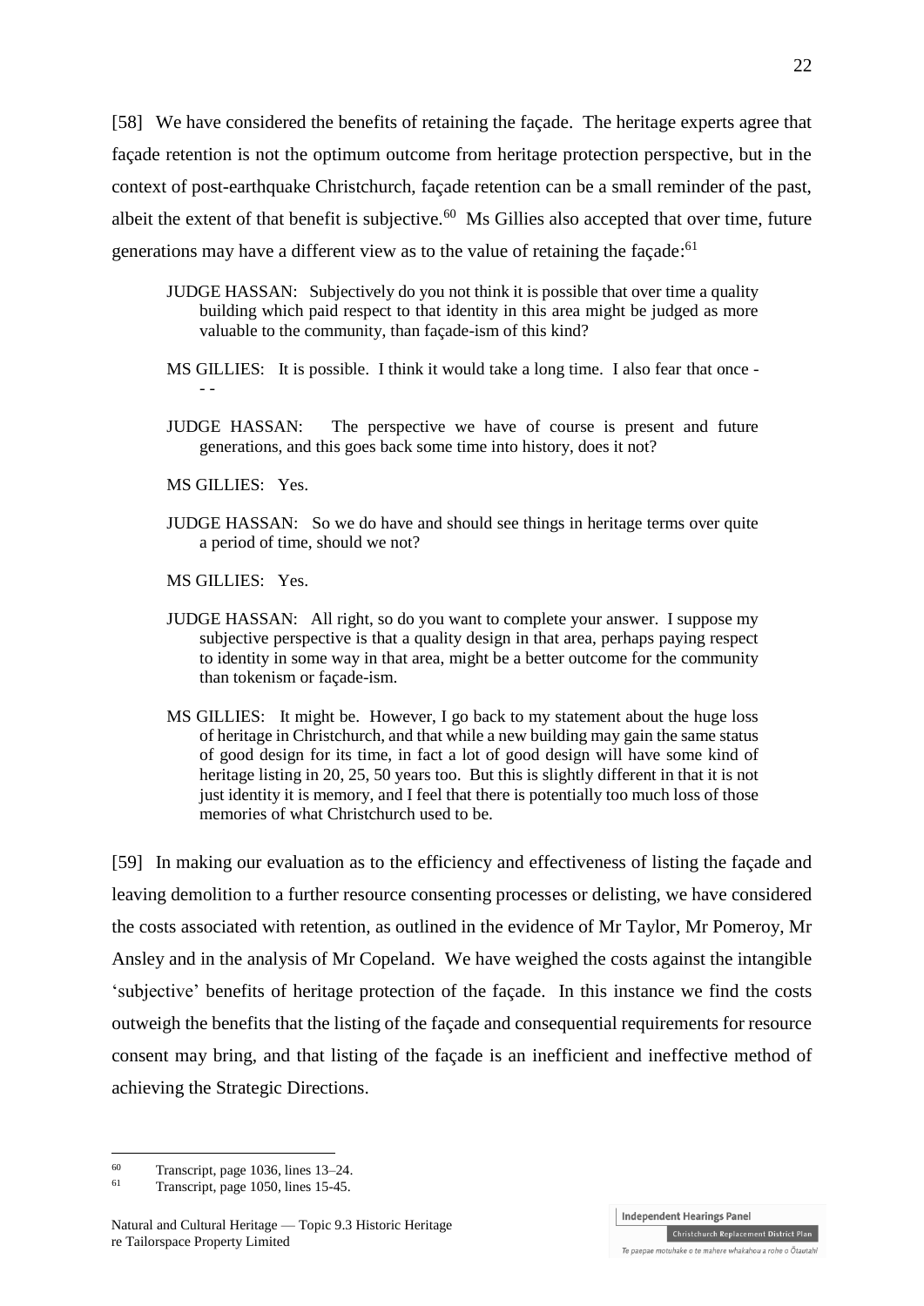[58] We have considered the benefits of retaining the façade. The heritage experts agree that façade retention is not the optimum outcome from heritage protection perspective, but in the context of post-earthquake Christchurch, façade retention can be a small reminder of the past, albeit the extent of that benefit is subjective.[60] Ms Gillies also accepted that over time, future generations may have a different view as to the value of retaining the façade:[61]

> JUDGE HASSAN: Subjectively do you not think it is possible that over time a quality building which paid respect to that identity in this area might be judged as more valuable to the community, than façade-ism of this kind?
>
> MS GILLIES: It is possible. I think it would take a long time. I also fear that once -- -
>
> JUDGE HASSAN: The perspective we have of course is present and future generations, and this goes back some time into history, does it not?
>
> MS GILLIES: Yes.
>
> JUDGE HASSAN: So we do have and should see things in heritage terms over quite a period of time, should we not?
>
> MS GILLIES: Yes.
>
> JUDGE HASSAN: All right, so do you want to complete your answer. I suppose my subjective perspective is that a quality design in that area, perhaps paying respect to identity in some way in that area, might be a better outcome for the community than tokenism or façade-ism.
>
> MS GILLIES: It might be. However, I go back to my statement about the huge loss of heritage in Christchurch, and that while a new building may gain the same status of good design for its time, in fact a lot of good design will have some kind of heritage listing in 20, 25, 50 years too. But this is slightly different in that it is not just identity it is memory, and I feel that there is potentially too much loss of those memories of what Christchurch used to be.

[59] In making our evaluation as to the efficiency and effectiveness of listing the façade and leaving demolition to a further resource consenting processes or delisting, we have considered the costs associated with retention, as outlined in the evidence of Mr Taylor, Mr Pomeroy, Mr Ansley and in the analysis of Mr Copeland. We have weighed the costs against the intangible 'subjective' benefits of heritage protection of the façade. In this instance we find the costs outweigh the benefits that the listing of the façade and consequential requirements for resource consent may bring, and that listing of the façade is an inefficient and ineffective method of achieving the Strategic Directions.

---

[60] Transcript, page 1036, lines 13–24.

[61] Transcript, page 1050, lines 15-45.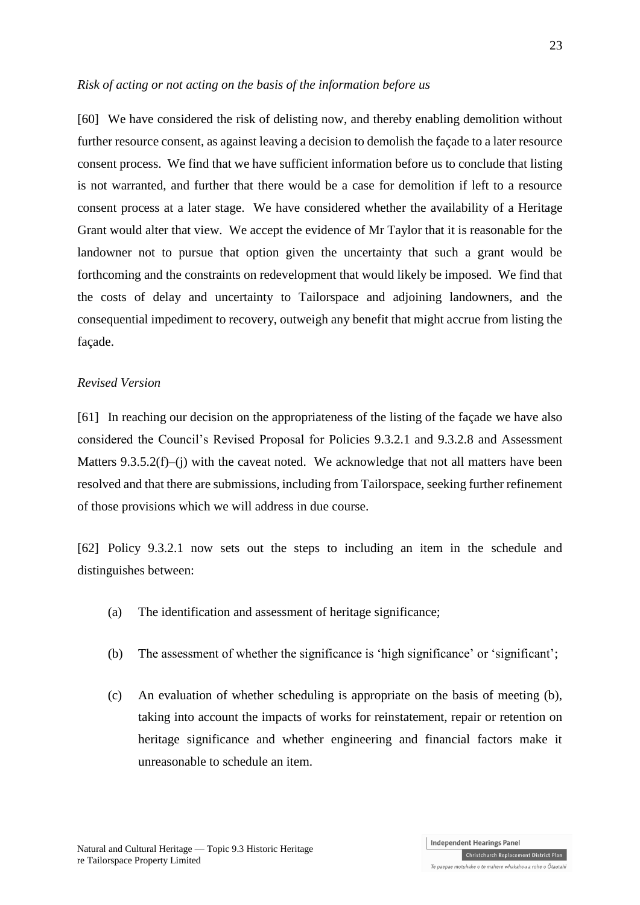*Risk of acting or not acting on the basis of the information before us*

[60] We have considered the risk of delisting now, and thereby enabling demolition without further resource consent, as against leaving a decision to demolish the façade to a later resource consent process. We find that we have sufficient information before us to conclude that listing is not warranted, and further that there would be a case for demolition if left to a resource consent process at a later stage. We have considered whether the availability of a Heritage Grant would alter that view. We accept the evidence of Mr Taylor that it is reasonable for the landowner not to pursue that option given the uncertainty that such a grant would be forthcoming and the constraints on redevelopment that would likely be imposed. We find that the costs of delay and uncertainty to Tailorspace and adjoining landowners, and the consequential impediment to recovery, outweigh any benefit that might accrue from listing the façade.

*Revised Version*

[61] In reaching our decision on the appropriateness of the listing of the façade we have also considered the Council's Revised Proposal for Policies 9.3.2.1 and 9.3.2.8 and Assessment Matters 9.3.5.2(f)–(j) with the caveat noted. We acknowledge that not all matters have been resolved and that there are submissions, including from Tailorspace, seeking further refinement of those provisions which we will address in due course.

[62] Policy 9.3.2.1 now sets out the steps to including an item in the schedule and distinguishes between:

(a) The identification and assessment of heritage significance;

(b) The assessment of whether the significance is 'high significance' or 'significant';

(c) An evaluation of whether scheduling is appropriate on the basis of meeting (b), taking into account the impacts of works for reinstatement, repair or retention on heritage significance and whether engineering and financial factors make it unreasonable to schedule an item.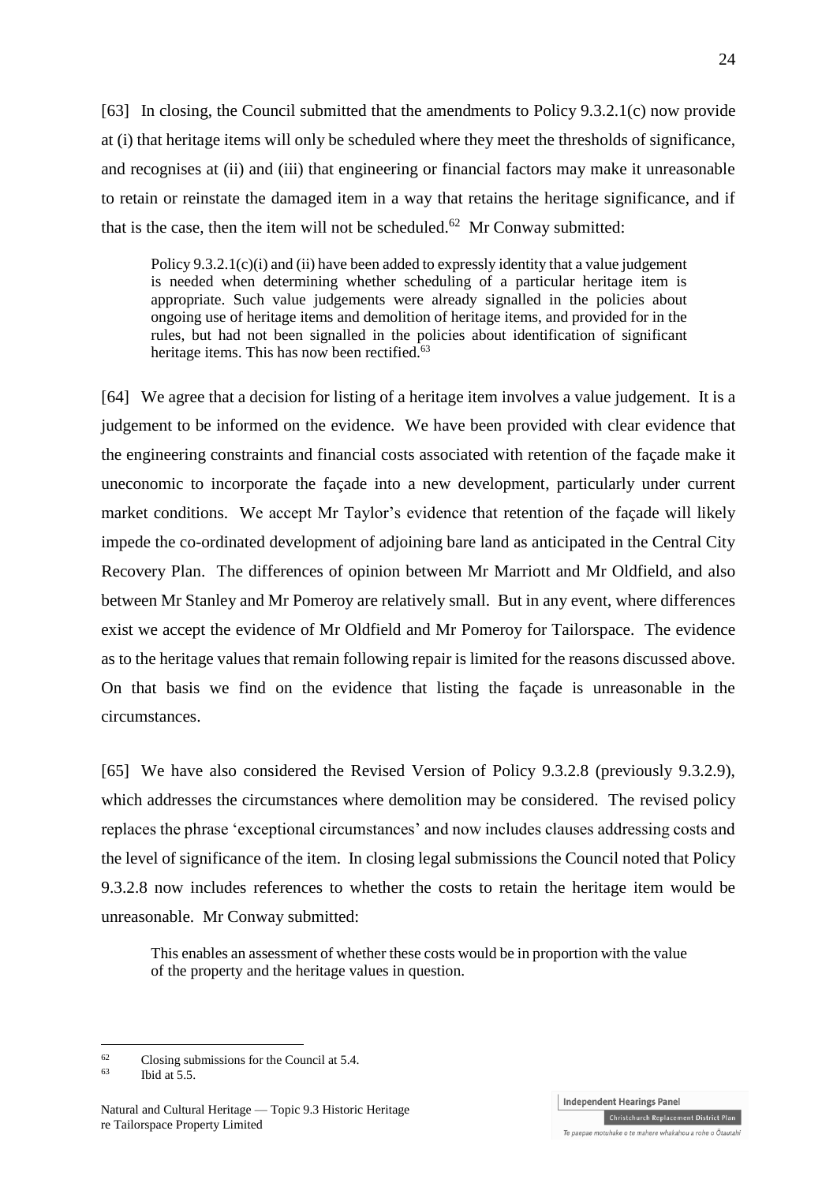[63] In closing, the Council submitted that the amendments to Policy 9.3.2.1(c) now provide at (i) that heritage items will only be scheduled where they meet the thresholds of significance, and recognises at (ii) and (iii) that engineering or financial factors may make it unreasonable to retain or reinstate the damaged item in a way that retains the heritage significance, and if that is the case, then the item will not be scheduled.[62] Mr Conway submitted:

> Policy 9.3.2.1(c)(i) and (ii) have been added to expressly identity that a value judgement is needed when determining whether scheduling of a particular heritage item is appropriate. Such value judgements were already signalled in the policies about ongoing use of heritage items and demolition of heritage items, and provided for in the rules, but had not been signalled in the policies about identification of significant heritage items. This has now been rectified.[63]

[64] We agree that a decision for listing of a heritage item involves a value judgement. It is a judgement to be informed on the evidence. We have been provided with clear evidence that the engineering constraints and financial costs associated with retention of the façade make it uneconomic to incorporate the façade into a new development, particularly under current market conditions. We accept Mr Taylor's evidence that retention of the façade will likely impede the co-ordinated development of adjoining bare land as anticipated in the Central City Recovery Plan. The differences of opinion between Mr Marriott and Mr Oldfield, and also between Mr Stanley and Mr Pomeroy are relatively small. But in any event, where differences exist we accept the evidence of Mr Oldfield and Mr Pomeroy for Tailorspace. The evidence as to the heritage values that remain following repair is limited for the reasons discussed above. On that basis we find on the evidence that listing the façade is unreasonable in the circumstances.

[65] We have also considered the Revised Version of Policy 9.3.2.8 (previously 9.3.2.9), which addresses the circumstances where demolition may be considered. The revised policy replaces the phrase 'exceptional circumstances' and now includes clauses addressing costs and the level of significance of the item. In closing legal submissions the Council noted that Policy 9.3.2.8 now includes references to whether the costs to retain the heritage item would be unreasonable. Mr Conway submitted:

> This enables an assessment of whether these costs would be in proportion with the value of the property and the heritage values in question.

---

[62] Closing submissions for the Council at 5.4.

[63] Ibid at 5.5.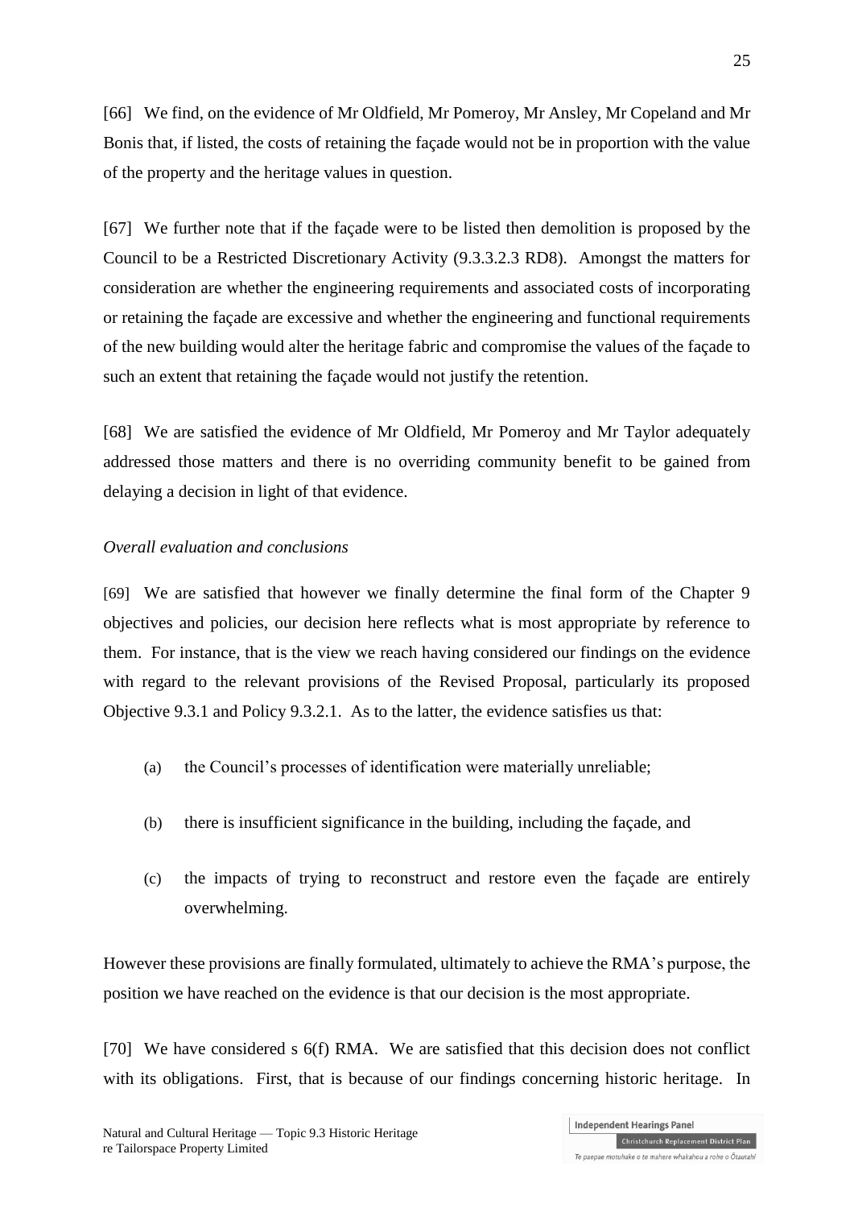[66] We find, on the evidence of Mr Oldfield, Mr Pomeroy, Mr Ansley, Mr Copeland and Mr Bonis that, if listed, the costs of retaining the façade would not be in proportion with the value of the property and the heritage values in question.

[67] We further note that if the façade were to be listed then demolition is proposed by the Council to be a Restricted Discretionary Activity (9.3.3.2.3 RD8). Amongst the matters for consideration are whether the engineering requirements and associated costs of incorporating or retaining the façade are excessive and whether the engineering and functional requirements of the new building would alter the heritage fabric and compromise the values of the façade to such an extent that retaining the façade would not justify the retention.

[68] We are satisfied the evidence of Mr Oldfield, Mr Pomeroy and Mr Taylor adequately addressed those matters and there is no overriding community benefit to be gained from delaying a decision in light of that evidence.

*Overall evaluation and conclusions*

[69] We are satisfied that however we finally determine the final form of the Chapter 9 objectives and policies, our decision here reflects what is most appropriate by reference to them. For instance, that is the view we reach having considered our findings on the evidence with regard to the relevant provisions of the Revised Proposal, particularly its proposed Objective 9.3.1 and Policy 9.3.2.1. As to the latter, the evidence satisfies us that:

(a) the Council's processes of identification were materially unreliable;

(b) there is insufficient significance in the building, including the façade, and

(c) the impacts of trying to reconstruct and restore even the façade are entirely overwhelming.

However these provisions are finally formulated, ultimately to achieve the RMA's purpose, the position we have reached on the evidence is that our decision is the most appropriate.

[70] We have considered s 6(f) RMA. We are satisfied that this decision does not conflict with its obligations. First, that is because of our findings concerning historic heritage. In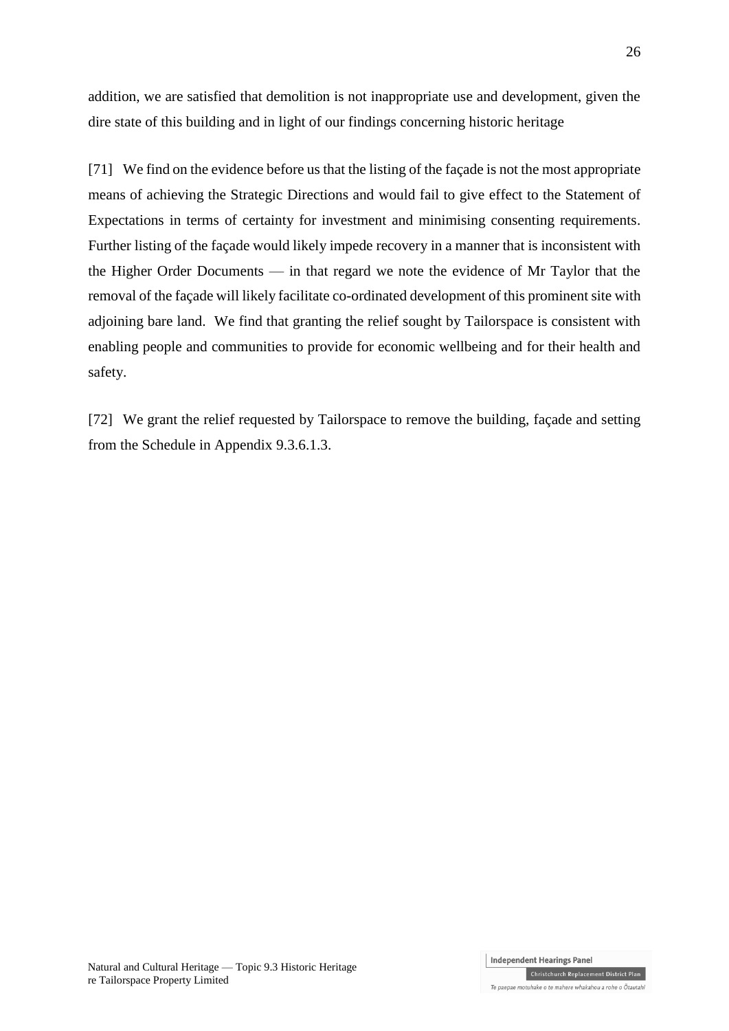addition, we are satisfied that demolition is not inappropriate use and development, given the dire state of this building and in light of our findings concerning historic heritage

[71] We find on the evidence before us that the listing of the façade is not the most appropriate means of achieving the Strategic Directions and would fail to give effect to the Statement of Expectations in terms of certainty for investment and minimising consenting requirements. Further listing of the façade would likely impede recovery in a manner that is inconsistent with the Higher Order Documents — in that regard we note the evidence of Mr Taylor that the removal of the façade will likely facilitate co-ordinated development of this prominent site with adjoining bare land. We find that granting the relief sought by Tailorspace is consistent with enabling people and communities to provide for economic wellbeing and for their health and safety.

[72] We grant the relief requested by Tailorspace to remove the building, façade and setting from the Schedule in Appendix 9.3.6.1.3.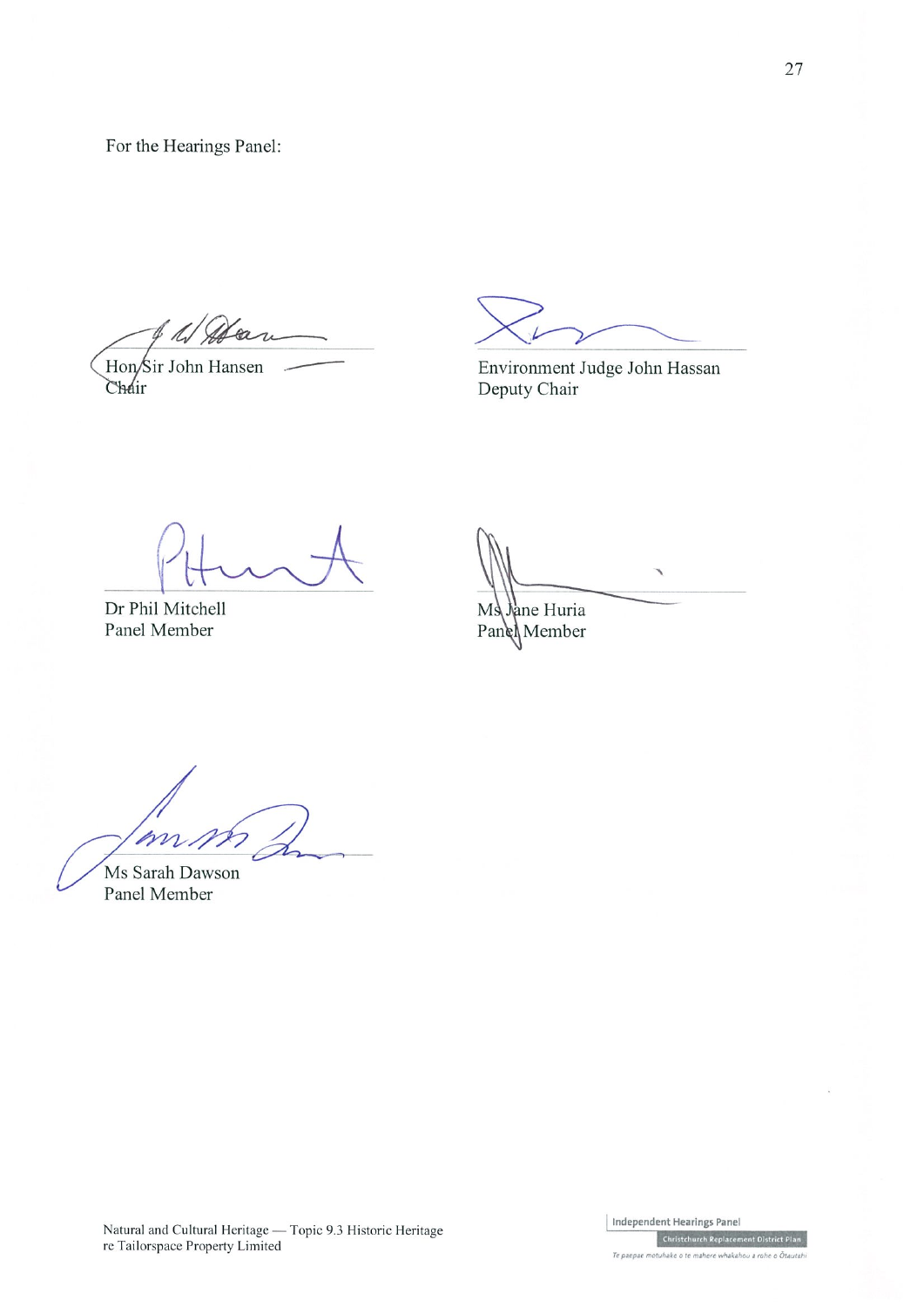For the Hearings Panel:

Hon Sir John Hansen
Chair

Environment Judge John Hassan
Deputy Chair

Dr Phil Mitchell
Panel Member

Ms Jane Huria
Panel Member

Ms Sarah Dawson
Panel Member